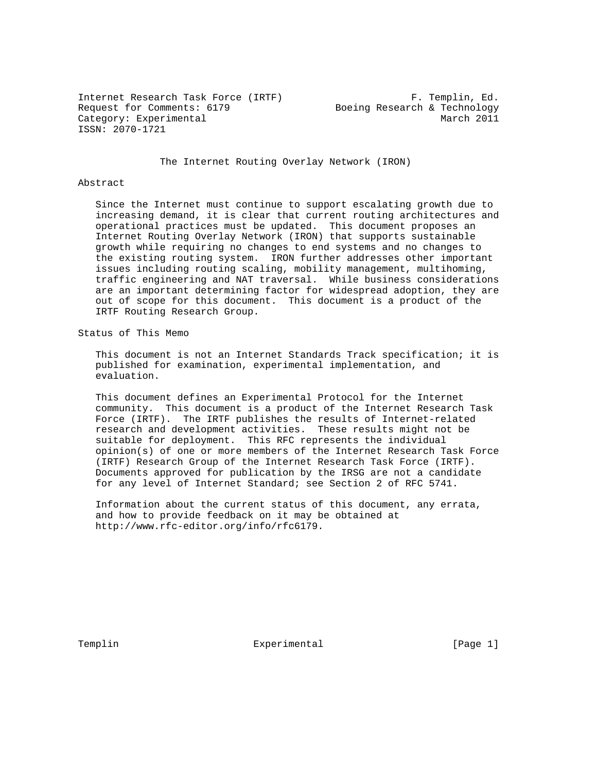Internet Research Task Force (IRTF) F. Templin, Ed.
Request for Comments: 6179 Boeing Research & Technology
Category: Experimental March 2011
ISSN: 2070-1721

# The Internet Routing Overlay Network (IRON)

## Abstract

Since the Internet must continue to support escalating growth due to increasing demand, it is clear that current routing architectures and operational practices must be updated. This document proposes an Internet Routing Overlay Network (IRON) that supports sustainable growth while requiring no changes to end systems and no changes to the existing routing system. IRON further addresses other important issues including routing scaling, mobility management, multihoming, traffic engineering and NAT traversal. While business considerations are an important determining factor for widespread adoption, they are out of scope for this document. This document is a product of the IRTF Routing Research Group.

## Status of This Memo

This document is not an Internet Standards Track specification; it is published for examination, experimental implementation, and evaluation.

This document defines an Experimental Protocol for the Internet community. This document is a product of the Internet Research Task Force (IRTF). The IRTF publishes the results of Internet-related research and development activities. These results might not be suitable for deployment. This RFC represents the individual opinion(s) of one or more members of the Internet Research Task Force (IRTF) Research Group of the Internet Research Task Force (IRTF). Documents approved for publication by the IRSG are not a candidate for any level of Internet Standard; see Section 2 of RFC 5741.

Information about the current status of this document, any errata, and how to provide feedback on it may be obtained at http://www.rfc-editor.org/info/rfc6179.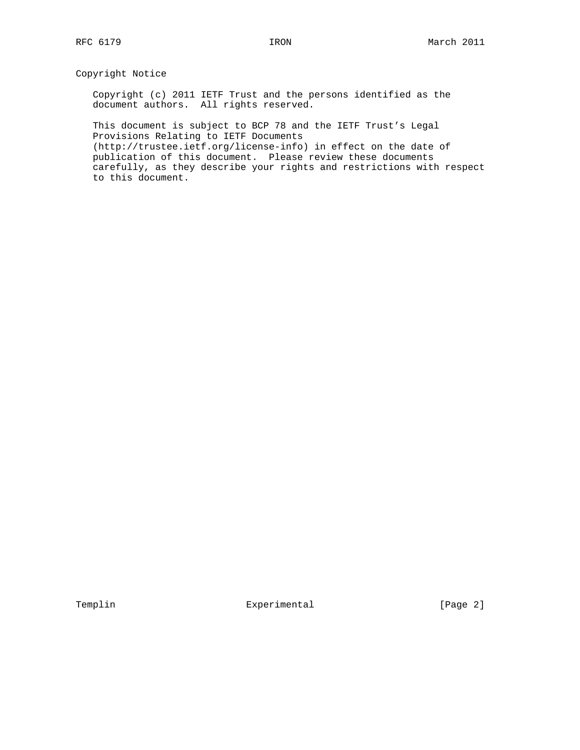## Copyright Notice

Copyright (c) 2011 IETF Trust and the persons identified as the document authors. All rights reserved.

This document is subject to BCP 78 and the IETF Trust's Legal Provisions Relating to IETF Documents (http://trustee.ietf.org/license-info) in effect on the date of publication of this document. Please review these documents carefully, as they describe your rights and restrictions with respect to this document.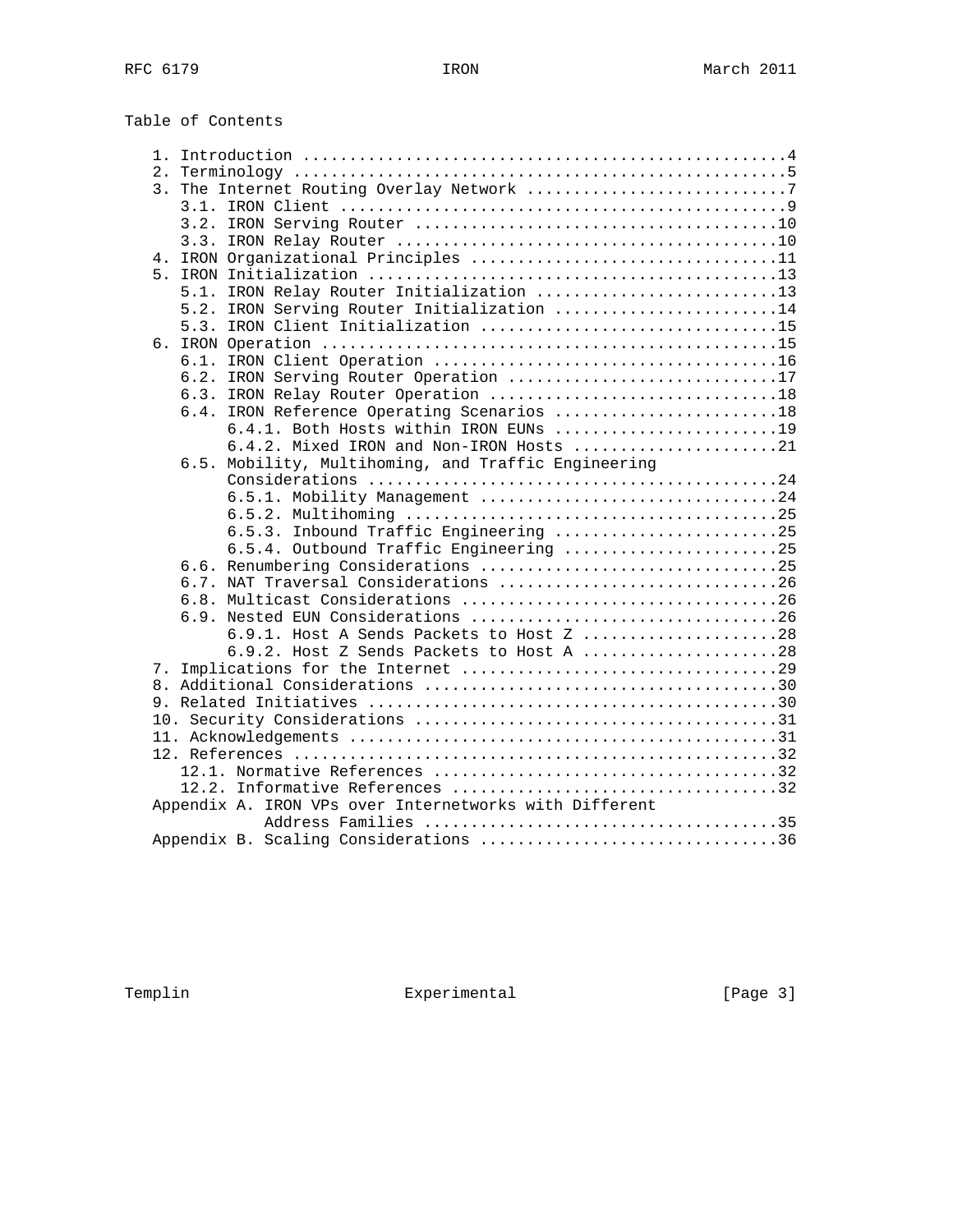Table of Contents

```
   1. Introduction ....................................................4
   2. Terminology .....................................................5
   3. The Internet Routing Overlay Network ............................7
      3.1. IRON Client ................................................9
      3.2. IRON Serving Router .......................................10
      3.3. IRON Relay Router .........................................10
   4. IRON Organizational Principles .................................11
   5. IRON Initialization ............................................13
      5.1. IRON Relay Router Initialization ..........................13
      5.2. IRON Serving Router Initialization ........................14
      5.3. IRON Client Initialization ................................15
   6. IRON Operation .................................................15
      6.1. IRON Client Operation .....................................16
      6.2. IRON Serving Router Operation .............................17
      6.3. IRON Relay Router Operation ...............................18
      6.4. IRON Reference Operating Scenarios ........................18
           6.4.1. Both Hosts within IRON EUNs ........................19
           6.4.2. Mixed IRON and Non-IRON Hosts ......................21
      6.5. Mobility, Multihoming, and Traffic Engineering
           Considerations ............................................24
           6.5.1. Mobility Management ................................24
           6.5.2. Multihoming ........................................25
           6.5.3. Inbound Traffic Engineering ........................25
           6.5.4. Outbound Traffic Engineering .......................25
      6.6. Renumbering Considerations ................................25
      6.7. NAT Traversal Considerations ..............................26
      6.8. Multicast Considerations ..................................26
      6.9. Nested EUN Considerations .................................26
           6.9.1. Host A Sends Packets to Host Z .....................28
           6.9.2. Host Z Sends Packets to Host A .....................28
   7. Implications for the Internet ..................................29
   8. Additional Considerations ......................................30
   9. Related Initiatives ............................................30
   10. Security Considerations .......................................31
   11. Acknowledgements ..............................................31
   12. References ....................................................32
      12.1. Normative References .....................................32
      12.2. Informative References ...................................32
   Appendix A. IRON VPs over Internetworks with Different
               Address Families ......................................35
   Appendix B. Scaling Considerations ................................36
```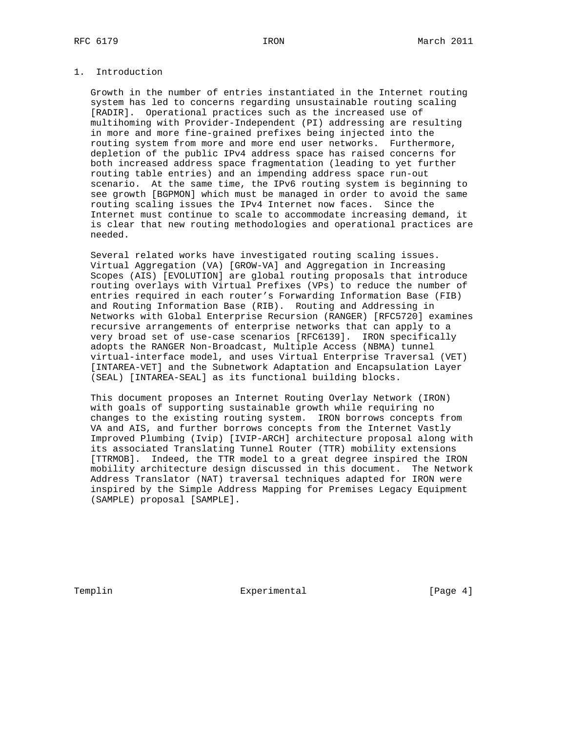# 1. Introduction

Growth in the number of entries instantiated in the Internet routing system has led to concerns regarding unsustainable routing scaling [RADIR]. Operational practices such as the increased use of multihoming with Provider-Independent (PI) addressing are resulting in more and more fine-grained prefixes being injected into the routing system from more and more end user networks. Furthermore, depletion of the public IPv4 address space has raised concerns for both increased address space fragmentation (leading to yet further routing table entries) and an impending address space run-out scenario. At the same time, the IPv6 routing system is beginning to see growth [BGPMON] which must be managed in order to avoid the same routing scaling issues the IPv4 Internet now faces. Since the Internet must continue to scale to accommodate increasing demand, it is clear that new routing methodologies and operational practices are needed.

Several related works have investigated routing scaling issues. Virtual Aggregation (VA) [GROW-VA] and Aggregation in Increasing Scopes (AIS) [EVOLUTION] are global routing proposals that introduce routing overlays with Virtual Prefixes (VPs) to reduce the number of entries required in each router's Forwarding Information Base (FIB) and Routing Information Base (RIB). Routing and Addressing in Networks with Global Enterprise Recursion (RANGER) [RFC5720] examines recursive arrangements of enterprise networks that can apply to a very broad set of use-case scenarios [RFC6139]. IRON specifically adopts the RANGER Non-Broadcast, Multiple Access (NBMA) tunnel virtual-interface model, and uses Virtual Enterprise Traversal (VET) [INTAREA-VET] and the Subnetwork Adaptation and Encapsulation Layer (SEAL) [INTAREA-SEAL] as its functional building blocks.

This document proposes an Internet Routing Overlay Network (IRON) with goals of supporting sustainable growth while requiring no changes to the existing routing system. IRON borrows concepts from VA and AIS, and further borrows concepts from the Internet Vastly Improved Plumbing (Ivip) [IVIP-ARCH] architecture proposal along with its associated Translating Tunnel Router (TTR) mobility extensions [TTRMOB]. Indeed, the TTR model to a great degree inspired the IRON mobility architecture design discussed in this document. The Network Address Translator (NAT) traversal techniques adapted for IRON were inspired by the Simple Address Mapping for Premises Legacy Equipment (SAMPLE) proposal [SAMPLE].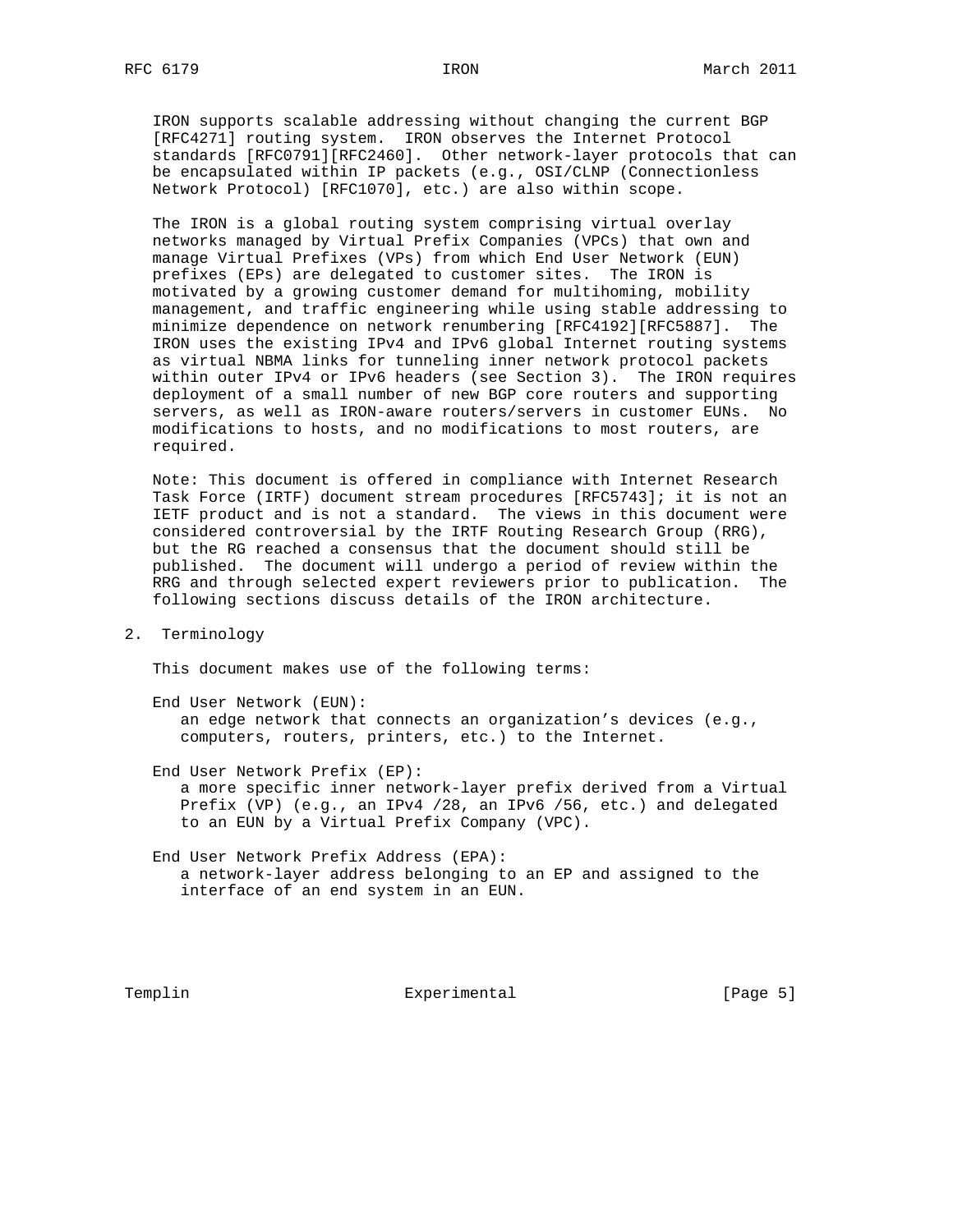IRON supports scalable addressing without changing the current BGP [RFC4271] routing system. IRON observes the Internet Protocol standards [RFC0791][RFC2460]. Other network-layer protocols that can be encapsulated within IP packets (e.g., OSI/CLNP (Connectionless Network Protocol) [RFC1070], etc.) are also within scope.

The IRON is a global routing system comprising virtual overlay networks managed by Virtual Prefix Companies (VPCs) that own and manage Virtual Prefixes (VPs) from which End User Network (EUN) prefixes (EPs) are delegated to customer sites. The IRON is motivated by a growing customer demand for multihoming, mobility management, and traffic engineering while using stable addressing to minimize dependence on network renumbering [RFC4192][RFC5887]. The IRON uses the existing IPv4 and IPv6 global Internet routing systems as virtual NBMA links for tunneling inner network protocol packets within outer IPv4 or IPv6 headers (see Section 3). The IRON requires deployment of a small number of new BGP core routers and supporting servers, as well as IRON-aware routers/servers in customer EUNs. No modifications to hosts, and no modifications to most routers, are required.

Note: This document is offered in compliance with Internet Research Task Force (IRTF) document stream procedures [RFC5743]; it is not an IETF product and is not a standard. The views in this document were considered controversial by the IRTF Routing Research Group (RRG), but the RG reached a consensus that the document should still be published. The document will undergo a period of review within the RRG and through selected expert reviewers prior to publication. The following sections discuss details of the IRON architecture.

## 2. Terminology

This document makes use of the following terms:

End User Network (EUN):
an edge network that connects an organization’s devices (e.g., computers, routers, printers, etc.) to the Internet.

End User Network Prefix (EP):
a more specific inner network-layer prefix derived from a Virtual Prefix (VP) (e.g., an IPv4 /28, an IPv6 /56, etc.) and delegated to an EUN by a Virtual Prefix Company (VPC).

End User Network Prefix Address (EPA):
a network-layer address belonging to an EP and assigned to the interface of an end system in an EUN.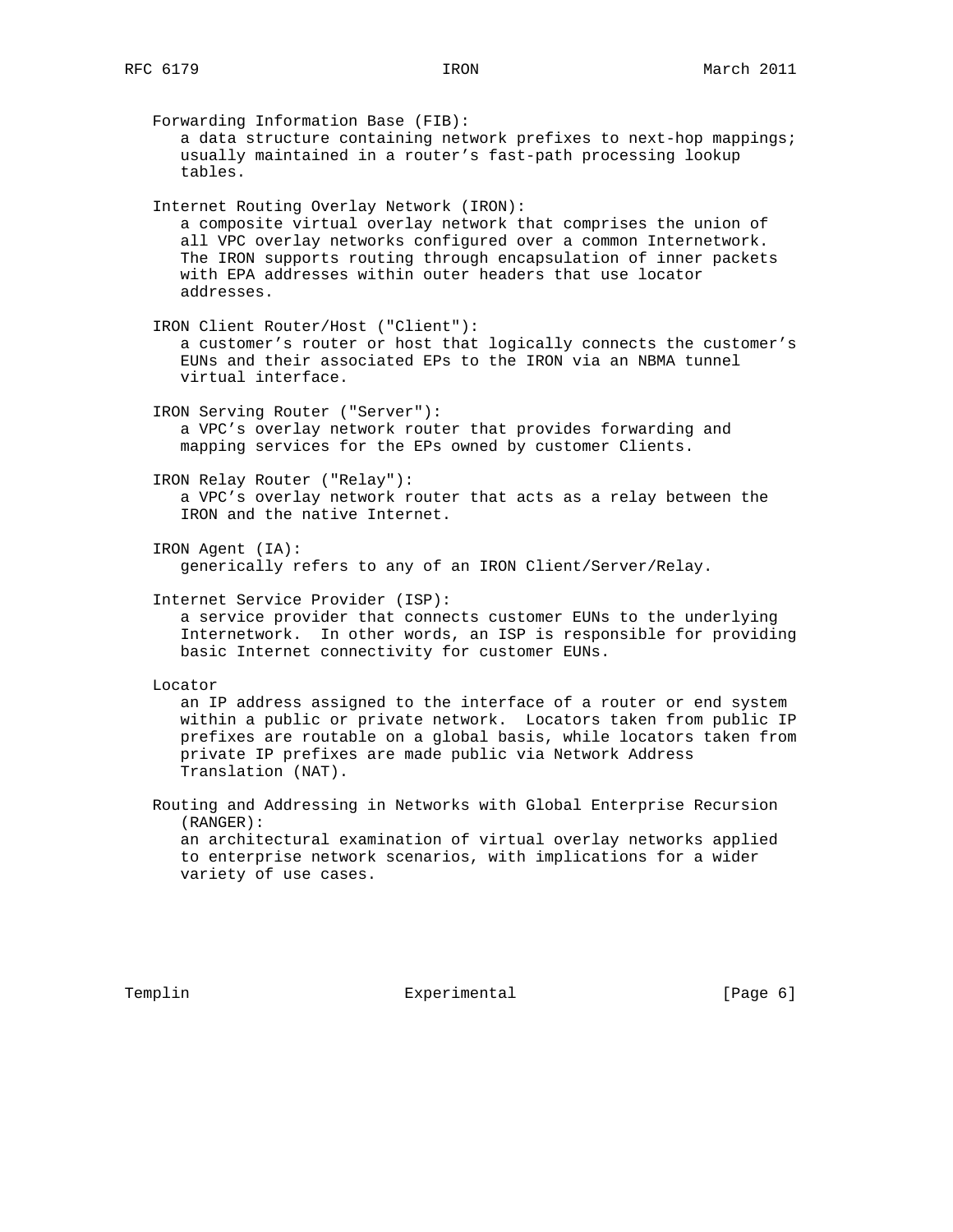Forwarding Information Base (FIB):
a data structure containing network prefixes to next-hop mappings; usually maintained in a router's fast-path processing lookup tables.

Internet Routing Overlay Network (IRON):
a composite virtual overlay network that comprises the union of all VPC overlay networks configured over a common Internetwork. The IRON supports routing through encapsulation of inner packets with EPA addresses within outer headers that use locator addresses.

IRON Client Router/Host ("Client"):
a customer's router or host that logically connects the customer's EUNs and their associated EPs to the IRON via an NBMA tunnel virtual interface.

IRON Serving Router ("Server"):
a VPC's overlay network router that provides forwarding and mapping services for the EPs owned by customer Clients.

IRON Relay Router ("Relay"):
a VPC's overlay network router that acts as a relay between the IRON and the native Internet.

IRON Agent (IA):
generically refers to any of an IRON Client/Server/Relay.

Internet Service Provider (ISP):
a service provider that connects customer EUNs to the underlying Internetwork. In other words, an ISP is responsible for providing basic Internet connectivity for customer EUNs.

Locator
an IP address assigned to the interface of a router or end system within a public or private network. Locators taken from public IP prefixes are routable on a global basis, while locators taken from private IP prefixes are made public via Network Address Translation (NAT).

Routing and Addressing in Networks with Global Enterprise Recursion (RANGER):
an architectural examination of virtual overlay networks applied to enterprise network scenarios, with implications for a wider variety of use cases.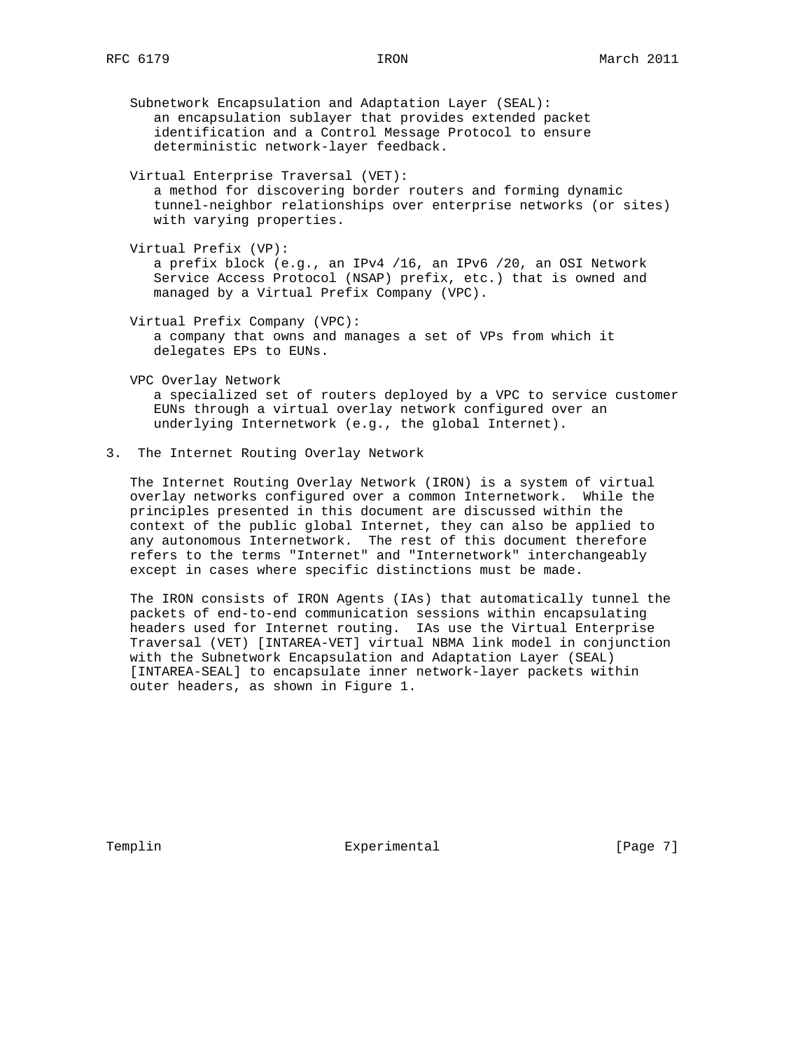Subnetwork Encapsulation and Adaptation Layer (SEAL):
an encapsulation sublayer that provides extended packet identification and a Control Message Protocol to ensure deterministic network-layer feedback.

Virtual Enterprise Traversal (VET):
a method for discovering border routers and forming dynamic tunnel-neighbor relationships over enterprise networks (or sites) with varying properties.

Virtual Prefix (VP):
a prefix block (e.g., an IPv4 /16, an IPv6 /20, an OSI Network Service Access Protocol (NSAP) prefix, etc.) that is owned and managed by a Virtual Prefix Company (VPC).

Virtual Prefix Company (VPC):
a company that owns and manages a set of VPs from which it delegates EPs to EUNs.

VPC Overlay Network
a specialized set of routers deployed by a VPC to service customer EUNs through a virtual overlay network configured over an underlying Internetwork (e.g., the global Internet).

## 3. The Internet Routing Overlay Network

The Internet Routing Overlay Network (IRON) is a system of virtual overlay networks configured over a common Internetwork. While the principles presented in this document are discussed within the context of the public global Internet, they can also be applied to any autonomous Internetwork. The rest of this document therefore refers to the terms "Internet" and "Internetwork" interchangeably except in cases where specific distinctions must be made.

The IRON consists of IRON Agents (IAs) that automatically tunnel the packets of end-to-end communication sessions within encapsulating headers used for Internet routing. IAs use the Virtual Enterprise Traversal (VET) [INTAREA-VET] virtual NBMA link model in conjunction with the Subnetwork Encapsulation and Adaptation Layer (SEAL) [INTAREA-SEAL] to encapsulate inner network-layer packets within outer headers, as shown in Figure 1.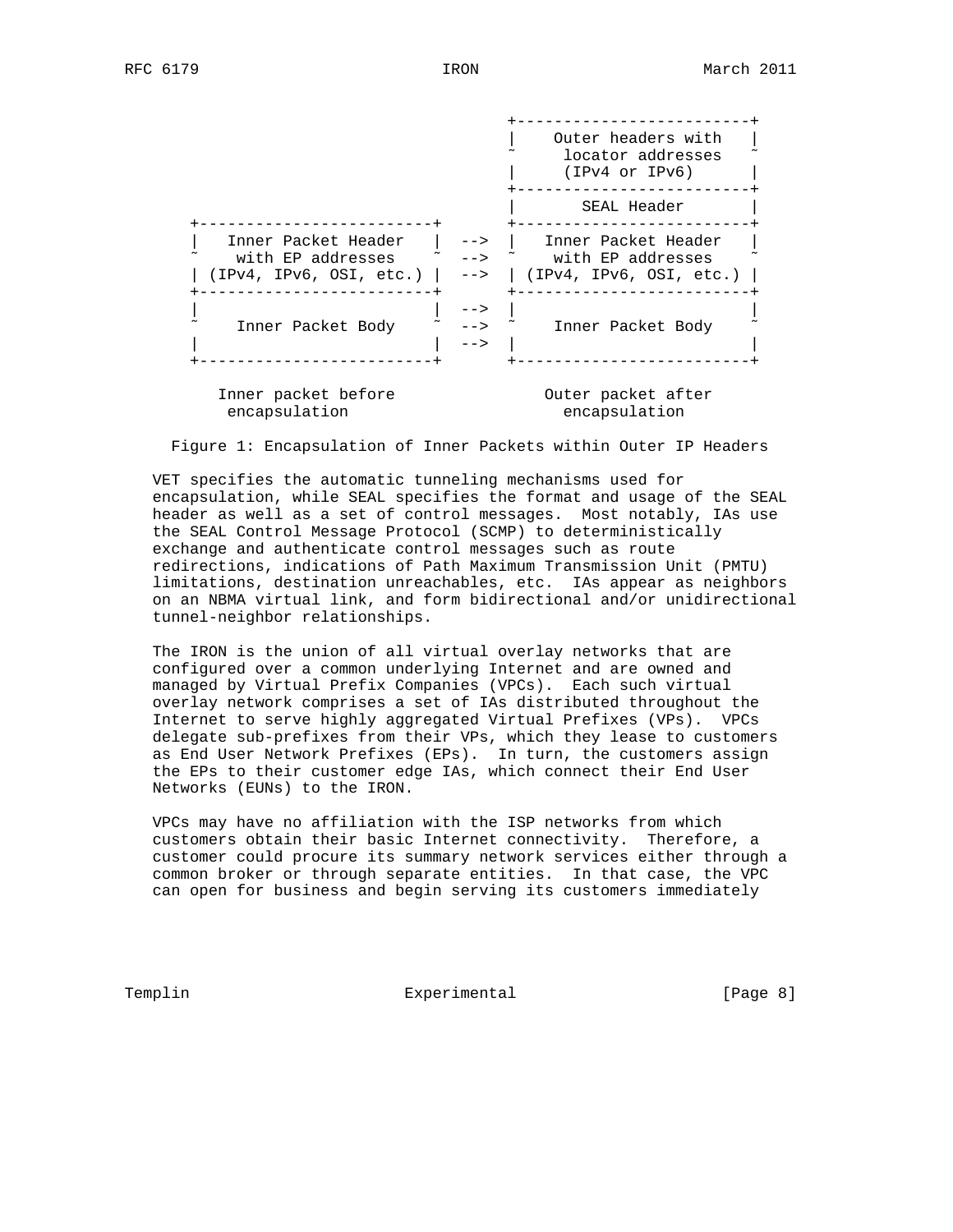```
                              +-------------------------+
                              |    Outer headers with   |
                              ~     locator addresses   ~
                              |      (IPv4 or IPv6)     |
                              +-------------------------+
                              |       SEAL Header       |
 +-------------------------+  +-------------------------+
 |   Inner Packet Header   |  -->  |   Inner Packet Header   |
 ~    with EP addresses    ~  -->  ~    with EP addresses    ~
 | (IPv4, IPv6, OSI, etc.) |  -->  | (IPv4, IPv6, OSI, etc.) |
 +-------------------------+  +-------------------------+
 |                         |  -->  |                         |
 ~    Inner Packet Body    ~  -->  ~    Inner Packet Body    ~
 |                         |  -->  |                         |
 +-------------------------+  +-------------------------+

    Inner packet before            Outer packet after
       encapsulation                 encapsulation
```

Figure 1: Encapsulation of Inner Packets within Outer IP Headers

VET specifies the automatic tunneling mechanisms used for encapsulation, while SEAL specifies the format and usage of the SEAL header as well as a set of control messages. Most notably, IAs use the SEAL Control Message Protocol (SCMP) to deterministically exchange and authenticate control messages such as route redirections, indications of Path Maximum Transmission Unit (PMTU) limitations, destination unreachables, etc. IAs appear as neighbors on an NBMA virtual link, and form bidirectional and/or unidirectional tunnel-neighbor relationships.

The IRON is the union of all virtual overlay networks that are configured over a common underlying Internet and are owned and managed by Virtual Prefix Companies (VPCs). Each such virtual overlay network comprises a set of IAs distributed throughout the Internet to serve highly aggregated Virtual Prefixes (VPs). VPCs delegate sub-prefixes from their VPs, which they lease to customers as End User Network Prefixes (EPs). In turn, the customers assign the EPs to their customer edge IAs, which connect their End User Networks (EUNs) to the IRON.

VPCs may have no affiliation with the ISP networks from which customers obtain their basic Internet connectivity. Therefore, a customer could procure its summary network services either through a common broker or through separate entities. In that case, the VPC can open for business and begin serving its customers immediately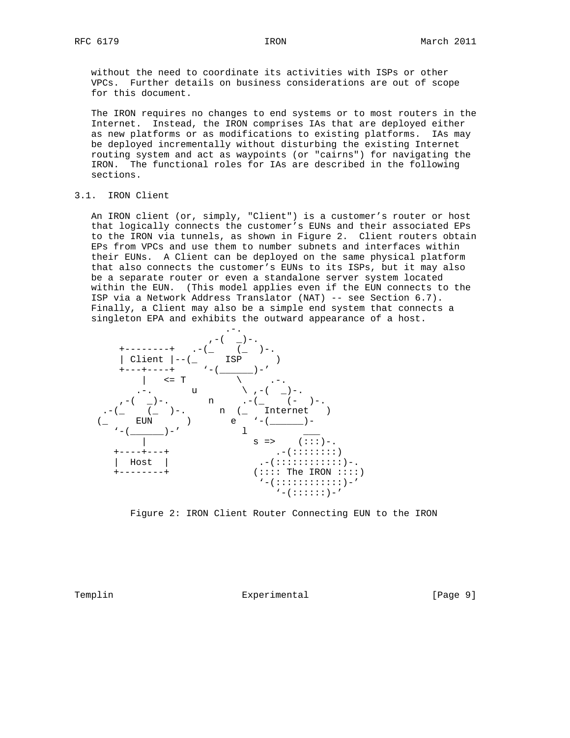without the need to coordinate its activities with ISPs or other VPCs. Further details on business considerations are out of scope for this document.

The IRON requires no changes to end systems or to most routers in the Internet. Instead, the IRON comprises IAs that are deployed either as new platforms or as modifications to existing platforms. IAs may be deployed incrementally without disturbing the existing Internet routing system and act as waypoints (or "cairns") for navigating the IRON. The functional roles for IAs are described in the following sections.

### 3.1. IRON Client

An IRON client (or, simply, "Client") is a customer's router or host that logically connects the customer's EUNs and their associated EPs to the IRON via tunnels, as shown in Figure 2. Client routers obtain EPs from VPCs and use them to number subnets and interfaces within their EUNs. A Client can be deployed on the same physical platform that also connects the customer's EUNs to its ISPs, but it may also be a separate router or even a standalone server system located within the EUN. (This model applies even if the EUN connects to the ISP via a Network Address Translator (NAT) -- see Section 6.7). Finally, a Client may also be a simple end system that connects a singleton EPA and exhibits the outward appearance of a host.

```
                               .-.
                            ,-(  _)-.
       +--------+   .-(_    (_  )-.
       | Client |--(_     ISP      )
       +---+----+     `-(______)-'
           |   <= T         \     .-.
          .-.       u        \ ,-(  _)-.
       ,-(  _)-.       n     .-(_    (-  )-.
     .-(_    (_  )-.      n  (_   Internet   )
    (_     EUN      )       e   `-(______)-
      `-(______)-'          l          ___
           |                  s =>    (:::)-.
      +----+---+                   .-(::::::::)
      |  Host  |               .-(::::::::::::)-.
      +--------+              (:::: The IRON ::::)
                               `-(::::::::::::)-'
                                   `-(::::::)-'
```

Figure 2: IRON Client Router Connecting EUN to the IRON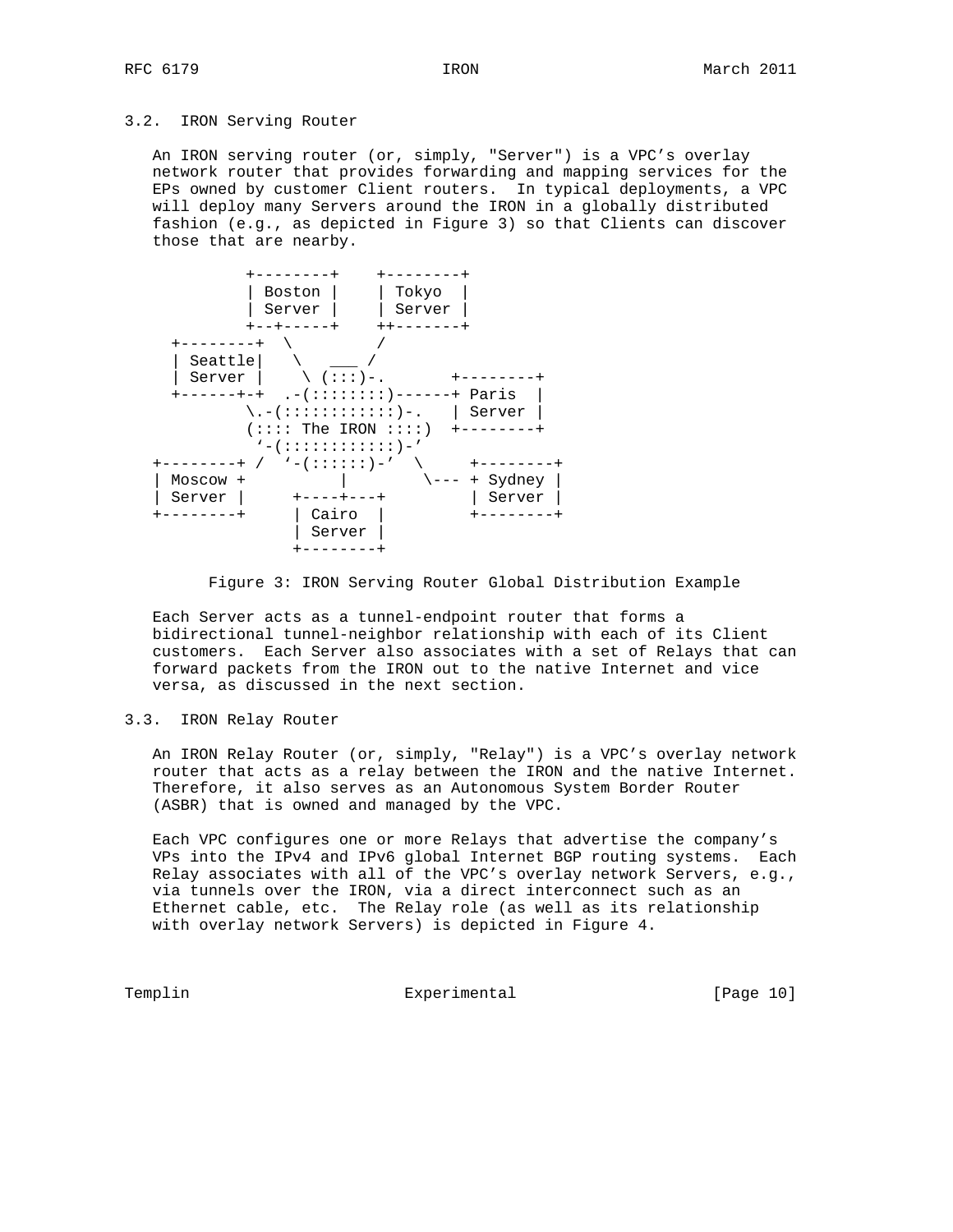### 3.2. IRON Serving Router

An IRON serving router (or, simply, "Server") is a VPC's overlay network router that provides forwarding and mapping services for the EPs owned by customer Client routers. In typical deployments, a VPC will deploy many Servers around the IRON in a globally distributed fashion (e.g., as depicted in Figure 3) so that Clients can discover those that are nearby.

```
           +--------+    +--------+
           | Boston |    | Tokyo  |
           | Server |    | Server |
           +--+-----+    ++-------+
   +--------+  \          /
   | Seattle|   \   ___ /
   | Server |    \ (:::)-.       +--------+
   +------+-+  .-(::::::::)------+ Paris  |
           \.-(::::::::::::)-.   | Server |
           (:::: The IRON ::::)  +--------+
            `-(::::::::::::)-'
 +--------+ /  `-(::::::)-'  \     +--------+
 | Moscow +         |         \--- + Sydney |
 | Server |     +----+---+         | Server |
 +--------+     | Cairo  |         +--------+
                | Server |
                +--------+
```

Figure 3: IRON Serving Router Global Distribution Example

Each Server acts as a tunnel-endpoint router that forms a bidirectional tunnel-neighbor relationship with each of its Client customers. Each Server also associates with a set of Relays that can forward packets from the IRON out to the native Internet and vice versa, as discussed in the next section.

### 3.3. IRON Relay Router

An IRON Relay Router (or, simply, "Relay") is a VPC's overlay network router that acts as a relay between the IRON and the native Internet. Therefore, it also serves as an Autonomous System Border Router (ASBR) that is owned and managed by the VPC.

Each VPC configures one or more Relays that advertise the company's VPs into the IPv4 and IPv6 global Internet BGP routing systems. Each Relay associates with all of the VPC's overlay network Servers, e.g., via tunnels over the IRON, via a direct interconnect such as an Ethernet cable, etc. The Relay role (as well as its relationship with overlay network Servers) is depicted in Figure 4.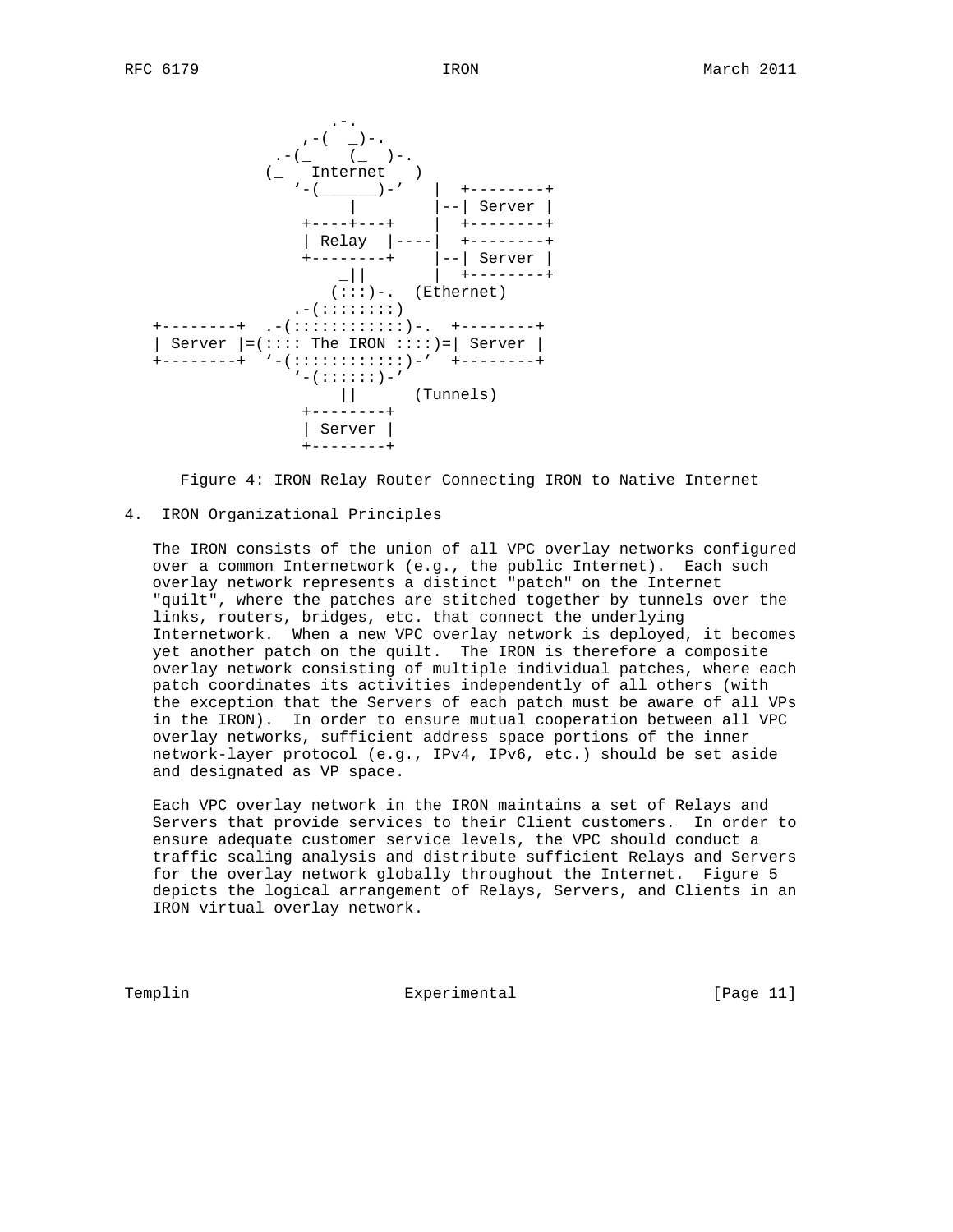```
                          .-.
                       ,-(  _)-.
                    .-(_    (_  )-.
                   (_   Internet   )
                      `-(______)-'   |  +--------+
                           |         |--| Server |
                       +----+---+    |  +--------+
                       | Relay  |----|  +--------+
                       +--------+    |--| Server |
                          _||        |  +--------+
                         (:::)-.  (Ethernet)
                      .-(::::::::)
   +--------+  .-(::::::::::::)-.  +--------+
   | Server |=(:::: The IRON ::::)=| Server |
   +--------+  `-(::::::::::::)-'  +--------+
                      `-(::::::)-'
                           ||      (Tunnels)
                       +--------+
                       | Server |
                       +--------+
```

Figure 4: IRON Relay Router Connecting IRON to Native Internet

## 4. IRON Organizational Principles

The IRON consists of the union of all VPC overlay networks configured over a common Internetwork (e.g., the public Internet). Each such overlay network represents a distinct "patch" on the Internet "quilt", where the patches are stitched together by tunnels over the links, routers, bridges, etc. that connect the underlying Internetwork. When a new VPC overlay network is deployed, it becomes yet another patch on the quilt. The IRON is therefore a composite overlay network consisting of multiple individual patches, where each patch coordinates its activities independently of all others (with the exception that the Servers of each patch must be aware of all VPs in the IRON). In order to ensure mutual cooperation between all VPC overlay networks, sufficient address space portions of the inner network-layer protocol (e.g., IPv4, IPv6, etc.) should be set aside and designated as VP space.

Each VPC overlay network in the IRON maintains a set of Relays and Servers that provide services to their Client customers. In order to ensure adequate customer service levels, the VPC should conduct a traffic scaling analysis and distribute sufficient Relays and Servers for the overlay network globally throughout the Internet. Figure 5 depicts the logical arrangement of Relays, Servers, and Clients in an IRON virtual overlay network.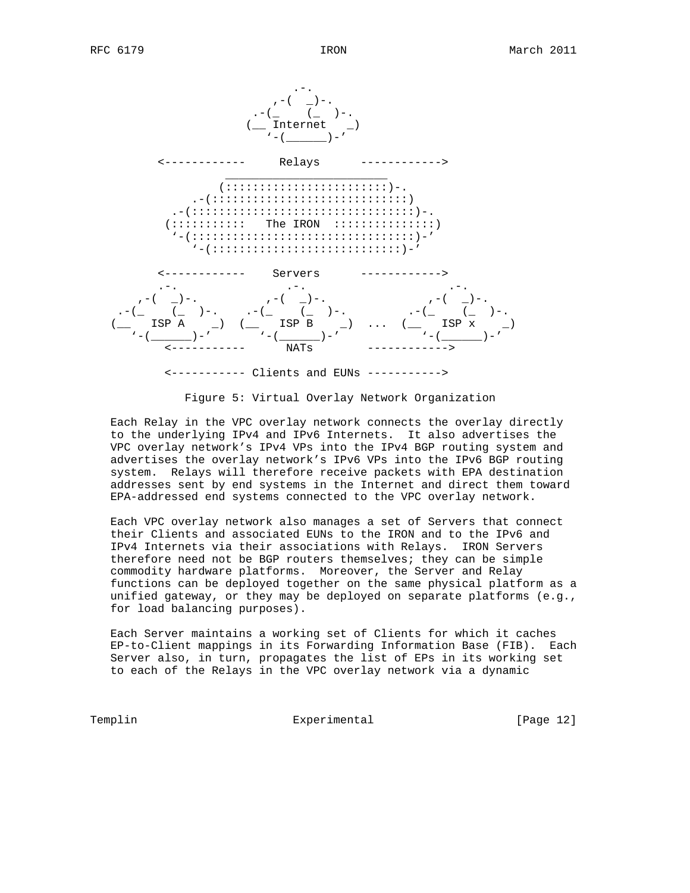```
                              .-.
                           ,-(  _)-.
                        .-(_    (_  )-.
                       (__ Internet   _)
                          `-(______)-'

          <------------     Relays      ------------>
                        ________________________
                       (::::::::::::::::::::::::)-.
                   .-(:::::::::::::::::::::::::::::)
                .-(::::::::::::::::::::::::::::::::)-.
               (:::::::::::   The IRON  :::::::::::::::)
                `-(::::::::::::::::::::::::::::::::)-'
                   `-(::::::::::::::::::::::::::::)-'

          <------------    Servers      ------------>
           .-.                .-.                     .-.
        ,-(  _)-.          ,-(  _)-.               ,-(  _)-.
     .-(_    (_  )-.    .-(_    (_  )-.         .-(_    (_  )-.
    (__   ISP A    _)  (__   ISP B    _)  ...  (__   ISP x    _)
       `-(______)-'       `-(______)-'            `-(______)-'
           <-----------      NATs        ------------>

           <----------- Clients and EUNs ----------->
```

Figure 5: Virtual Overlay Network Organization

Each Relay in the VPC overlay network connects the overlay directly to the underlying IPv4 and IPv6 Internets. It also advertises the VPC overlay network's IPv4 VPs into the IPv4 BGP routing system and advertises the overlay network's IPv6 VPs into the IPv6 BGP routing system. Relays will therefore receive packets with EPA destination addresses sent by end systems in the Internet and direct them toward EPA-addressed end systems connected to the VPC overlay network.

Each VPC overlay network also manages a set of Servers that connect their Clients and associated EUNs to the IRON and to the IPv6 and IPv4 Internets via their associations with Relays. IRON Servers therefore need not be BGP routers themselves; they can be simple commodity hardware platforms. Moreover, the Server and Relay functions can be deployed together on the same physical platform as a unified gateway, or they may be deployed on separate platforms (e.g., for load balancing purposes).

Each Server maintains a working set of Clients for which it caches EP-to-Client mappings in its Forwarding Information Base (FIB). Each Server also, in turn, propagates the list of EPs in its working set to each of the Relays in the VPC overlay network via a dynamic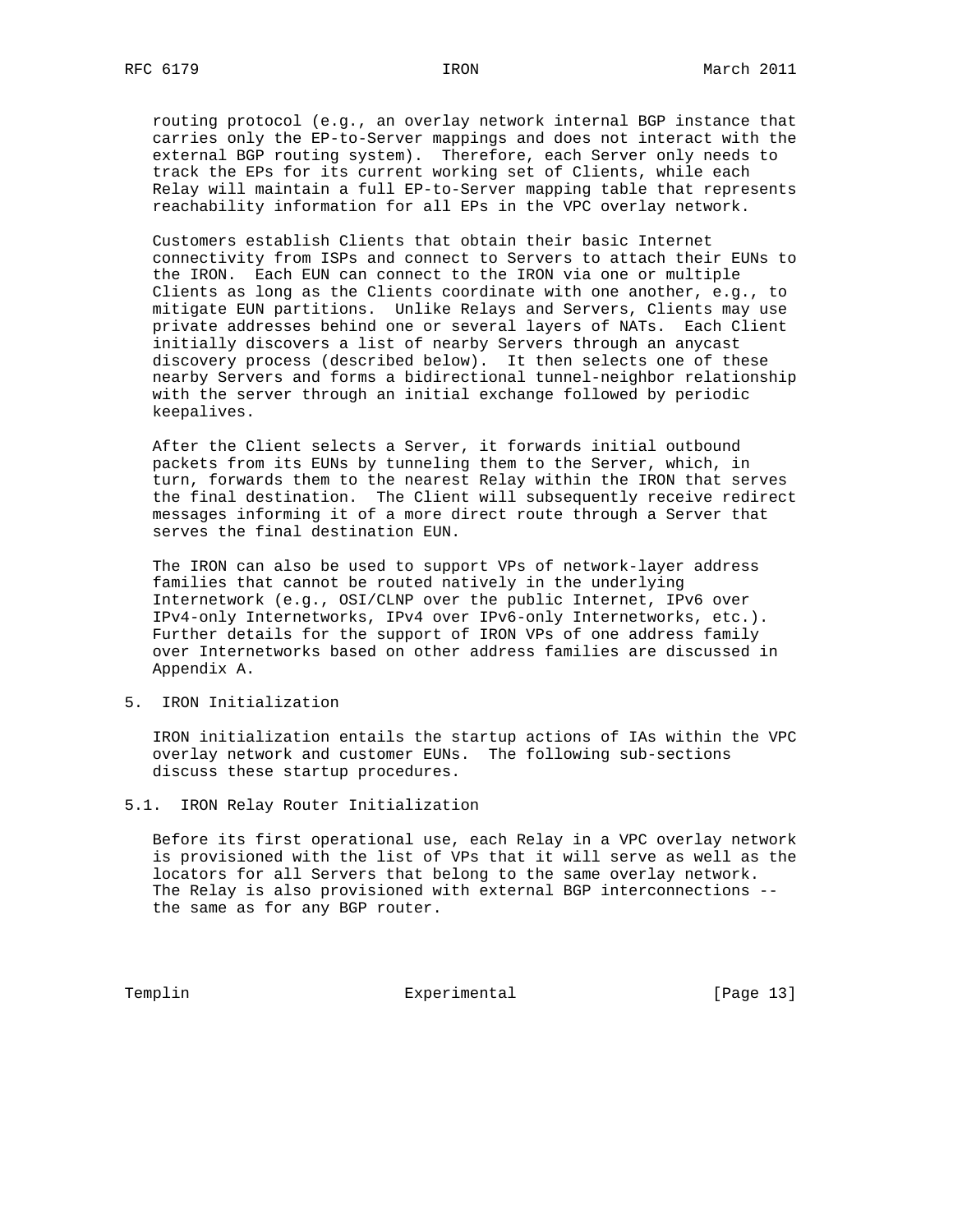routing protocol (e.g., an overlay network internal BGP instance that carries only the EP-to-Server mappings and does not interact with the external BGP routing system). Therefore, each Server only needs to track the EPs for its current working set of Clients, while each Relay will maintain a full EP-to-Server mapping table that represents reachability information for all EPs in the VPC overlay network.

Customers establish Clients that obtain their basic Internet connectivity from ISPs and connect to Servers to attach their EUNs to the IRON. Each EUN can connect to the IRON via one or multiple Clients as long as the Clients coordinate with one another, e.g., to mitigate EUN partitions. Unlike Relays and Servers, Clients may use private addresses behind one or several layers of NATs. Each Client initially discovers a list of nearby Servers through an anycast discovery process (described below). It then selects one of these nearby Servers and forms a bidirectional tunnel-neighbor relationship with the server through an initial exchange followed by periodic keepalives.

After the Client selects a Server, it forwards initial outbound packets from its EUNs by tunneling them to the Server, which, in turn, forwards them to the nearest Relay within the IRON that serves the final destination. The Client will subsequently receive redirect messages informing it of a more direct route through a Server that serves the final destination EUN.

The IRON can also be used to support VPs of network-layer address families that cannot be routed natively in the underlying Internetwork (e.g., OSI/CLNP over the public Internet, IPv6 over IPv4-only Internetworks, IPv4 over IPv6-only Internetworks, etc.). Further details for the support of IRON VPs of one address family over Internetworks based on other address families are discussed in Appendix A.

## 5. IRON Initialization

IRON initialization entails the startup actions of IAs within the VPC overlay network and customer EUNs. The following sub-sections discuss these startup procedures.

### 5.1. IRON Relay Router Initialization

Before its first operational use, each Relay in a VPC overlay network is provisioned with the list of VPs that it will serve as well as the locators for all Servers that belong to the same overlay network. The Relay is also provisioned with external BGP interconnections -- the same as for any BGP router.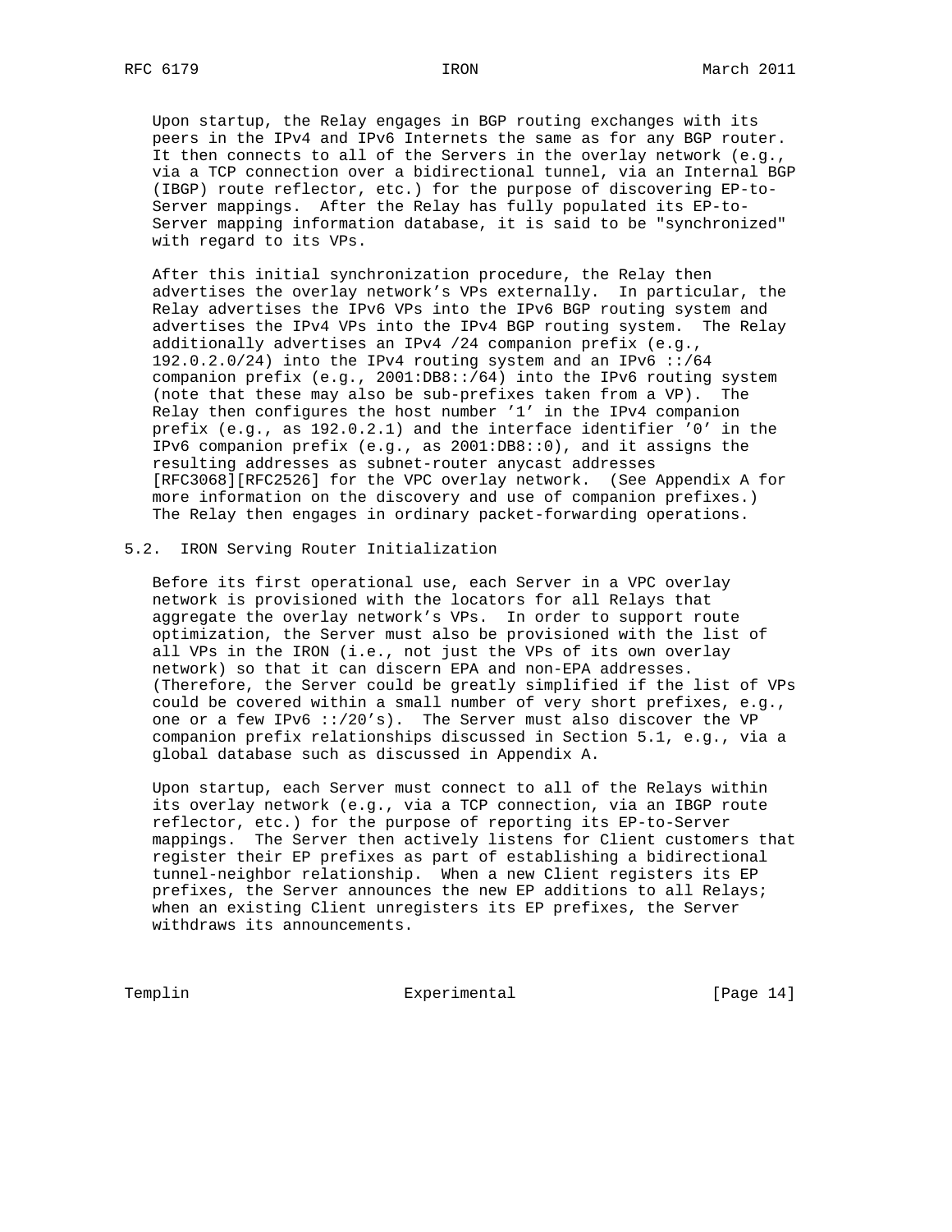Upon startup, the Relay engages in BGP routing exchanges with its peers in the IPv4 and IPv6 Internets the same as for any BGP router. It then connects to all of the Servers in the overlay network (e.g., via a TCP connection over a bidirectional tunnel, via an Internal BGP (IBGP) route reflector, etc.) for the purpose of discovering EP-to-Server mappings. After the Relay has fully populated its EP-to-Server mapping information database, it is said to be "synchronized" with regard to its VPs.

After this initial synchronization procedure, the Relay then advertises the overlay network's VPs externally. In particular, the Relay advertises the IPv6 VPs into the IPv6 BGP routing system and advertises the IPv4 VPs into the IPv4 BGP routing system. The Relay additionally advertises an IPv4 /24 companion prefix (e.g., 192.0.2.0/24) into the IPv4 routing system and an IPv6 ::/64 companion prefix (e.g., 2001:DB8::/64) into the IPv6 routing system (note that these may also be sub-prefixes taken from a VP). The Relay then configures the host number '1' in the IPv4 companion prefix (e.g., as 192.0.2.1) and the interface identifier '0' in the IPv6 companion prefix (e.g., as 2001:DB8::0), and it assigns the resulting addresses as subnet-router anycast addresses [RFC3068][RFC2526] for the VPC overlay network. (See Appendix A for more information on the discovery and use of companion prefixes.) The Relay then engages in ordinary packet-forwarding operations.

## 5.2. IRON Serving Router Initialization

Before its first operational use, each Server in a VPC overlay network is provisioned with the locators for all Relays that aggregate the overlay network's VPs. In order to support route optimization, the Server must also be provisioned with the list of all VPs in the IRON (i.e., not just the VPs of its own overlay network) so that it can discern EPA and non-EPA addresses. (Therefore, the Server could be greatly simplified if the list of VPs could be covered within a small number of very short prefixes, e.g., one or a few IPv6 ::/20's). The Server must also discover the VP companion prefix relationships discussed in Section 5.1, e.g., via a global database such as discussed in Appendix A.

Upon startup, each Server must connect to all of the Relays within its overlay network (e.g., via a TCP connection, via an IBGP route reflector, etc.) for the purpose of reporting its EP-to-Server mappings. The Server then actively listens for Client customers that register their EP prefixes as part of establishing a bidirectional tunnel-neighbor relationship. When a new Client registers its EP prefixes, the Server announces the new EP additions to all Relays; when an existing Client unregisters its EP prefixes, the Server withdraws its announcements.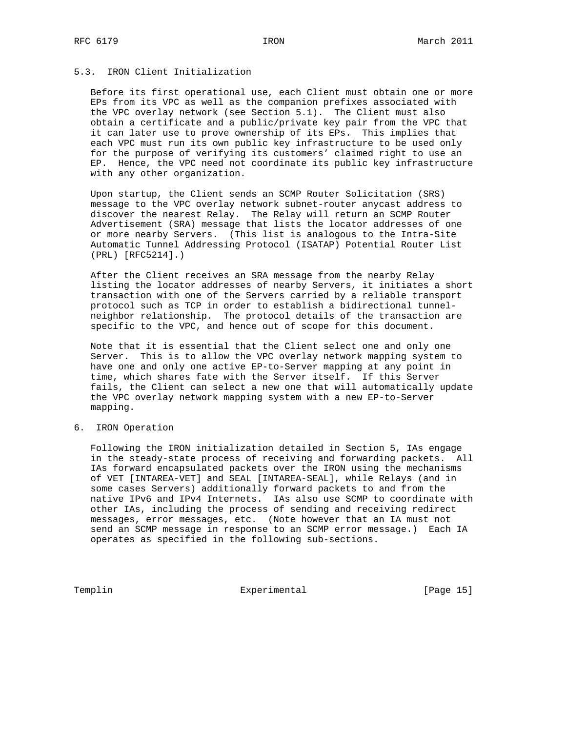### 5.3. IRON Client Initialization

Before its first operational use, each Client must obtain one or more EPs from its VPC as well as the companion prefixes associated with the VPC overlay network (see Section 5.1). The Client must also obtain a certificate and a public/private key pair from the VPC that it can later use to prove ownership of its EPs. This implies that each VPC must run its own public key infrastructure to be used only for the purpose of verifying its customers' claimed right to use an EP. Hence, the VPC need not coordinate its public key infrastructure with any other organization.

Upon startup, the Client sends an SCMP Router Solicitation (SRS) message to the VPC overlay network subnet-router anycast address to discover the nearest Relay. The Relay will return an SCMP Router Advertisement (SRA) message that lists the locator addresses of one or more nearby Servers. (This list is analogous to the Intra-Site Automatic Tunnel Addressing Protocol (ISATAP) Potential Router List (PRL) [RFC5214].)

After the Client receives an SRA message from the nearby Relay listing the locator addresses of nearby Servers, it initiates a short transaction with one of the Servers carried by a reliable transport protocol such as TCP in order to establish a bidirectional tunnel-neighbor relationship. The protocol details of the transaction are specific to the VPC, and hence out of scope for this document.

Note that it is essential that the Client select one and only one Server. This is to allow the VPC overlay network mapping system to have one and only one active EP-to-Server mapping at any point in time, which shares fate with the Server itself. If this Server fails, the Client can select a new one that will automatically update the VPC overlay network mapping system with a new EP-to-Server mapping.

## 6. IRON Operation

Following the IRON initialization detailed in Section 5, IAs engage in the steady-state process of receiving and forwarding packets. All IAs forward encapsulated packets over the IRON using the mechanisms of VET [INTAREA-VET] and SEAL [INTAREA-SEAL], while Relays (and in some cases Servers) additionally forward packets to and from the native IPv6 and IPv4 Internets. IAs also use SCMP to coordinate with other IAs, including the process of sending and receiving redirect messages, error messages, etc. (Note however that an IA must not send an SCMP message in response to an SCMP error message.) Each IA operates as specified in the following sub-sections.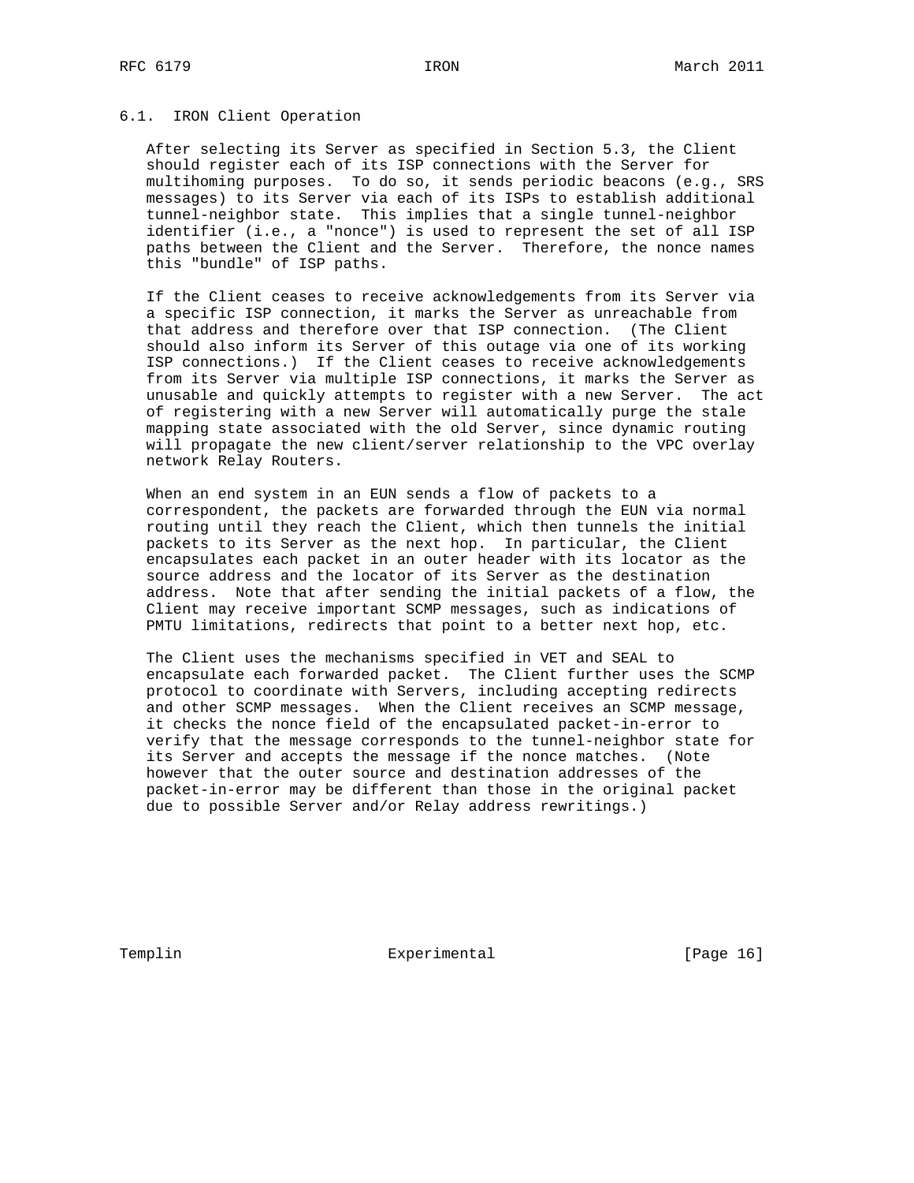### 6.1. IRON Client Operation

After selecting its Server as specified in Section 5.3, the Client should register each of its ISP connections with the Server for multihoming purposes. To do so, it sends periodic beacons (e.g., SRS messages) to its Server via each of its ISPs to establish additional tunnel-neighbor state. This implies that a single tunnel-neighbor identifier (i.e., a "nonce") is used to represent the set of all ISP paths between the Client and the Server. Therefore, the nonce names this "bundle" of ISP paths.

If the Client ceases to receive acknowledgements from its Server via a specific ISP connection, it marks the Server as unreachable from that address and therefore over that ISP connection. (The Client should also inform its Server of this outage via one of its working ISP connections.) If the Client ceases to receive acknowledgements from its Server via multiple ISP connections, it marks the Server as unusable and quickly attempts to register with a new Server. The act of registering with a new Server will automatically purge the stale mapping state associated with the old Server, since dynamic routing will propagate the new client/server relationship to the VPC overlay network Relay Routers.

When an end system in an EUN sends a flow of packets to a correspondent, the packets are forwarded through the EUN via normal routing until they reach the Client, which then tunnels the initial packets to its Server as the next hop. In particular, the Client encapsulates each packet in an outer header with its locator as the source address and the locator of its Server as the destination address. Note that after sending the initial packets of a flow, the Client may receive important SCMP messages, such as indications of PMTU limitations, redirects that point to a better next hop, etc.

The Client uses the mechanisms specified in VET and SEAL to encapsulate each forwarded packet. The Client further uses the SCMP protocol to coordinate with Servers, including accepting redirects and other SCMP messages. When the Client receives an SCMP message, it checks the nonce field of the encapsulated packet-in-error to verify that the message corresponds to the tunnel-neighbor state for its Server and accepts the message if the nonce matches. (Note however that the outer source and destination addresses of the packet-in-error may be different than those in the original packet due to possible Server and/or Relay address rewritings.)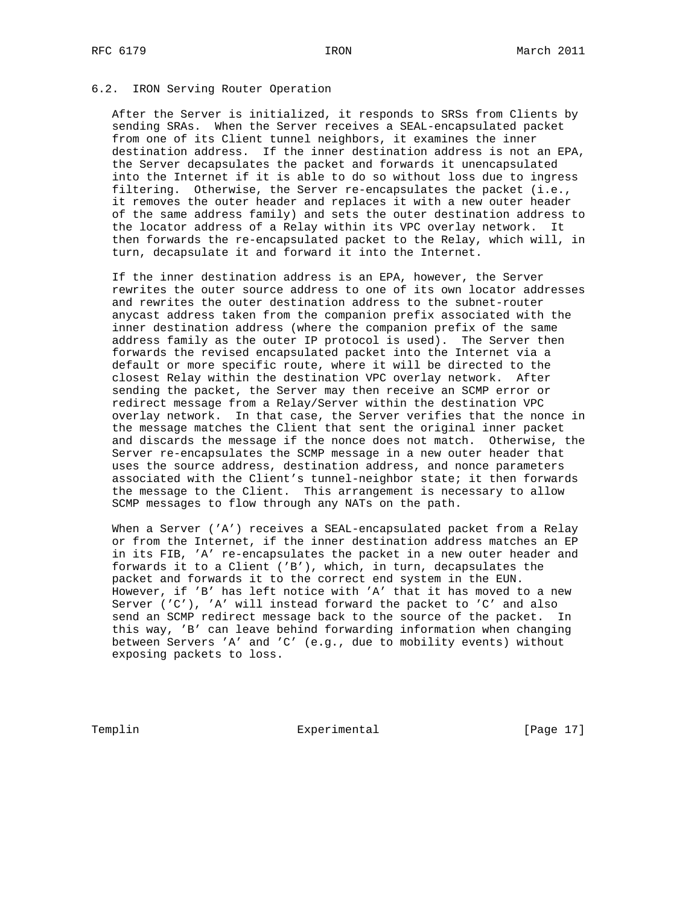### 6.2. IRON Serving Router Operation

After the Server is initialized, it responds to SRSs from Clients by sending SRAs. When the Server receives a SEAL-encapsulated packet from one of its Client tunnel neighbors, it examines the inner destination address. If the inner destination address is not an EPA, the Server decapsulates the packet and forwards it unencapsulated into the Internet if it is able to do so without loss due to ingress filtering. Otherwise, the Server re-encapsulates the packet (i.e., it removes the outer header and replaces it with a new outer header of the same address family) and sets the outer destination address to the locator address of a Relay within its VPC overlay network. It then forwards the re-encapsulated packet to the Relay, which will, in turn, decapsulate it and forward it into the Internet.

If the inner destination address is an EPA, however, the Server rewrites the outer source address to one of its own locator addresses and rewrites the outer destination address to the subnet-router anycast address taken from the companion prefix associated with the inner destination address (where the companion prefix of the same address family as the outer IP protocol is used). The Server then forwards the revised encapsulated packet into the Internet via a default or more specific route, where it will be directed to the closest Relay within the destination VPC overlay network. After sending the packet, the Server may then receive an SCMP error or redirect message from a Relay/Server within the destination VPC overlay network. In that case, the Server verifies that the nonce in the message matches the Client that sent the original inner packet and discards the message if the nonce does not match. Otherwise, the Server re-encapsulates the SCMP message in a new outer header that uses the source address, destination address, and nonce parameters associated with the Client's tunnel-neighbor state; it then forwards the message to the Client. This arrangement is necessary to allow SCMP messages to flow through any NATs on the path.

When a Server ('A') receives a SEAL-encapsulated packet from a Relay or from the Internet, if the inner destination address matches an EP in its FIB, 'A' re-encapsulates the packet in a new outer header and forwards it to a Client ('B'), which, in turn, decapsulates the packet and forwards it to the correct end system in the EUN. However, if 'B' has left notice with 'A' that it has moved to a new Server ('C'), 'A' will instead forward the packet to 'C' and also send an SCMP redirect message back to the source of the packet. In this way, 'B' can leave behind forwarding information when changing between Servers 'A' and 'C' (e.g., due to mobility events) without exposing packets to loss.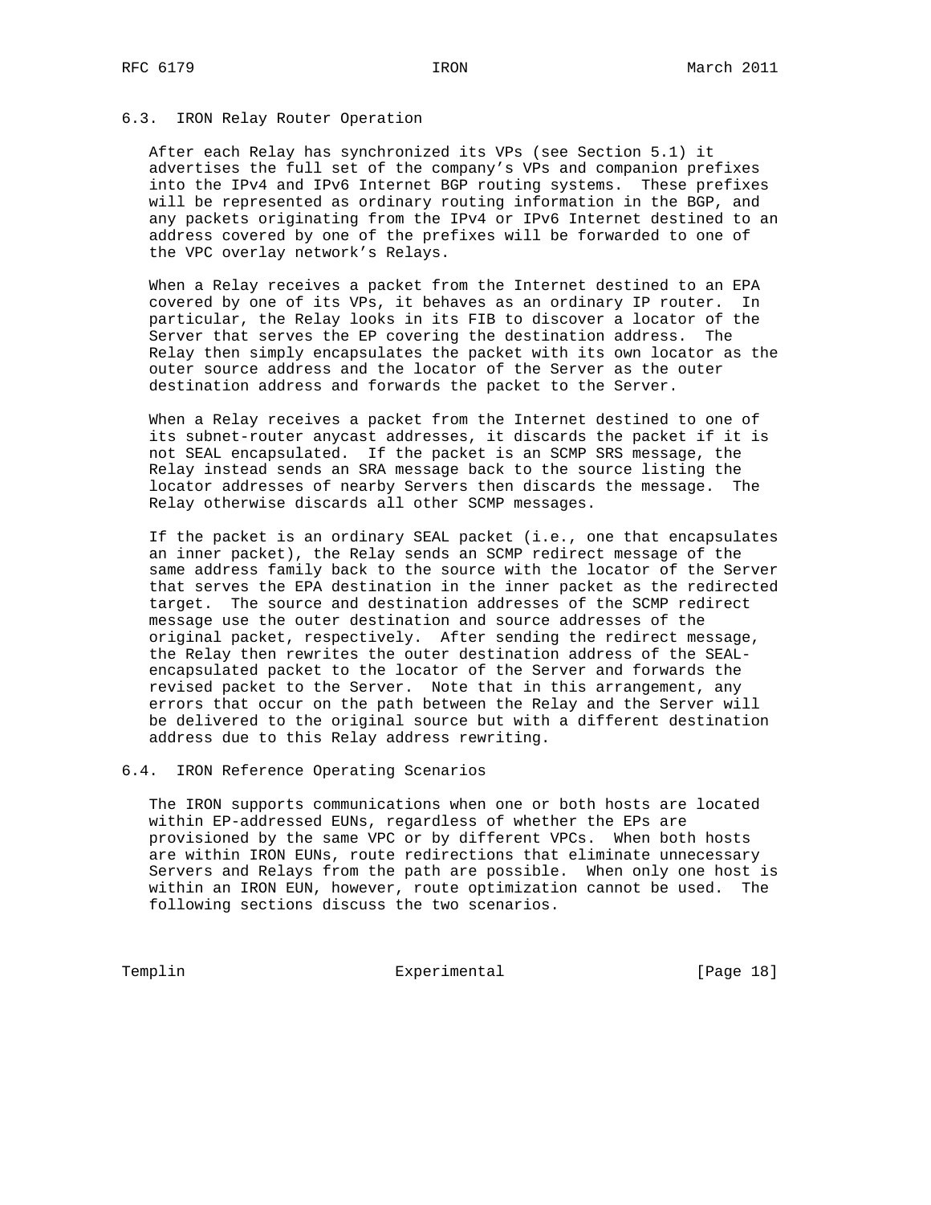### 6.3. IRON Relay Router Operation

After each Relay has synchronized its VPs (see Section 5.1) it advertises the full set of the company's VPs and companion prefixes into the IPv4 and IPv6 Internet BGP routing systems. These prefixes will be represented as ordinary routing information in the BGP, and any packets originating from the IPv4 or IPv6 Internet destined to an address covered by one of the prefixes will be forwarded to one of the VPC overlay network's Relays.

When a Relay receives a packet from the Internet destined to an EPA covered by one of its VPs, it behaves as an ordinary IP router. In particular, the Relay looks in its FIB to discover a locator of the Server that serves the EP covering the destination address. The Relay then simply encapsulates the packet with its own locator as the outer source address and the locator of the Server as the outer destination address and forwards the packet to the Server.

When a Relay receives a packet from the Internet destined to one of its subnet-router anycast addresses, it discards the packet if it is not SEAL encapsulated. If the packet is an SCMP SRS message, the Relay instead sends an SRA message back to the source listing the locator addresses of nearby Servers then discards the message. The Relay otherwise discards all other SCMP messages.

If the packet is an ordinary SEAL packet (i.e., one that encapsulates an inner packet), the Relay sends an SCMP redirect message of the same address family back to the source with the locator of the Server that serves the EPA destination in the inner packet as the redirected target. The source and destination addresses of the SCMP redirect message use the outer destination and source addresses of the original packet, respectively. After sending the redirect message, the Relay then rewrites the outer destination address of the SEAL-encapsulated packet to the locator of the Server and forwards the revised packet to the Server. Note that in this arrangement, any errors that occur on the path between the Relay and the Server will be delivered to the original source but with a different destination address due to this Relay address rewriting.

### 6.4. IRON Reference Operating Scenarios

The IRON supports communications when one or both hosts are located within EP-addressed EUNs, regardless of whether the EPs are provisioned by the same VPC or by different VPCs. When both hosts are within IRON EUNs, route redirections that eliminate unnecessary Servers and Relays from the path are possible. When only one host is within an IRON EUN, however, route optimization cannot be used. The following sections discuss the two scenarios.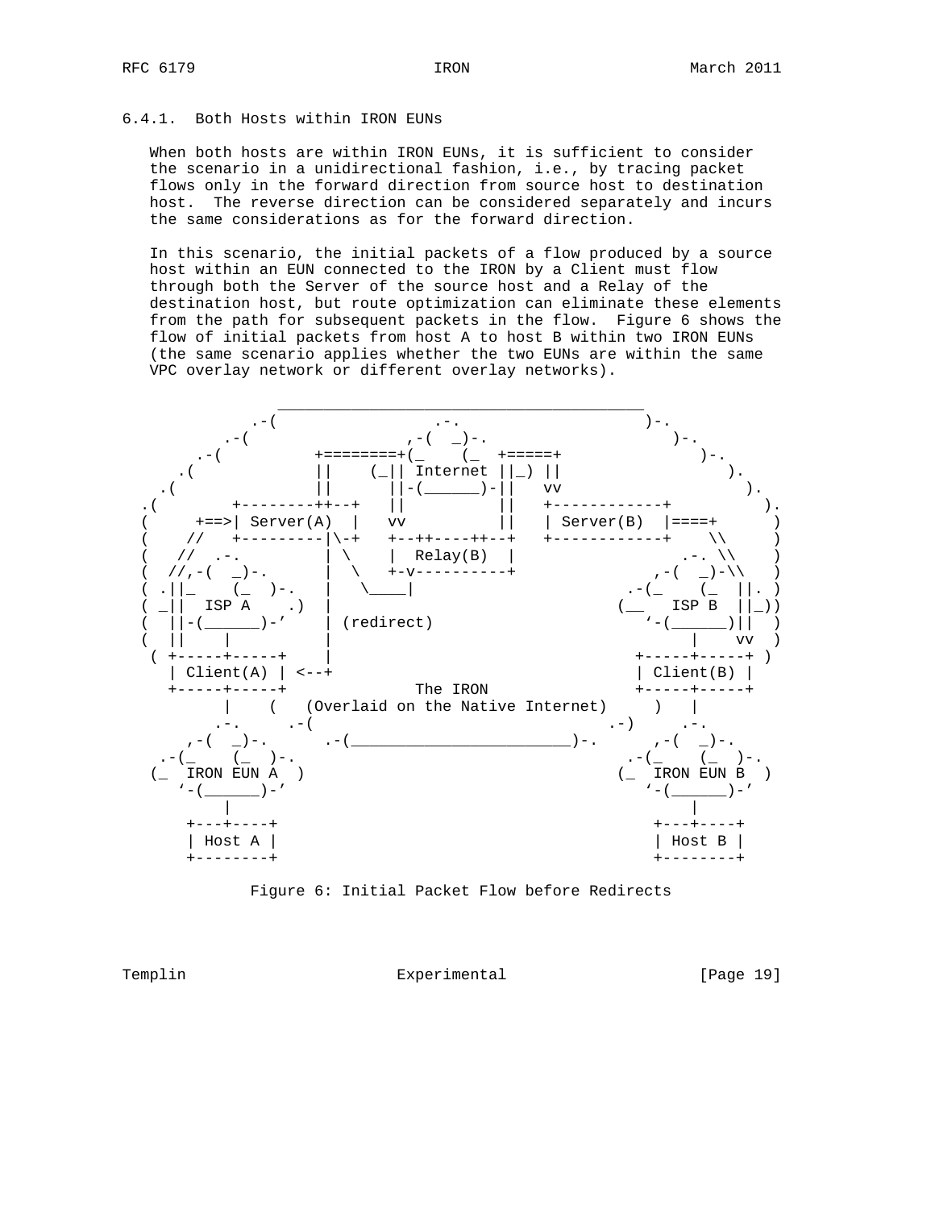### 6.4.1. Both Hosts within IRON EUNs

When both hosts are within IRON EUNs, it is sufficient to consider the scenario in a unidirectional fashion, i.e., by tracing packet flows only in the forward direction from source host to destination host. The reverse direction can be considered separately and incurs the same considerations as for the forward direction.

In this scenario, the initial packets of a flow produced by a source host within an EUN connected to the IRON by a Client must flow through both the Server of the source host and a Relay of the destination host, but route optimization can eliminate these elements from the path for subsequent packets in the flow. Figure 6 shows the flow of initial packets from host A to host B within two IRON EUNs (the same scenario applies whether the two EUNs are within the same VPC overlay network or different overlay networks).

```
               ________________________________________
            .-(                .-.                      )-.
         .-(                ,-(  _)-.                     )-.
      .-(          +========+(_    (_  +=====+               )-.
    .(             ||    (_|| Internet ||_) ||                  ).
  .(               ||      ||-(______)-||   vv                    ).
.(        +--------++--+   ||          ||   +------------+          ).
(     +==>| Server(A)  |   vv          ||   | Server(B)  |====+      )
(    //   +---------|\-+   +--++----++--+   +------------+    \\     )
(   //  .-.         | \    |  Relay(B)  |                 .-. \\    )
(  //,-(  _)-.      |  \   +-v----------+              ,-(  _)-\\   )
( .||_    (_  )-.   |   \____|                      .-(_    (_  ||. )
( _||  ISP A    .)  |                              (__   ISP B  ||_))
(  ||-(______)-'    | (redirect)                      '-(______)||  )
(  ||    |          |                                      |    vv  )
 ( +-----+-----+    |                               +-----+-----+ )
   | Client(A) | <--+                               | Client(B) |
   +-----+-----+               The IRON             +-----+-----+
         |    (   (Overlaid on the Native Internet)     )   |
        .-.    .-(                                   .-)    .-.
     ,-(  _)-.     .-(________________________)-.       ,-(  _)-.
  .-(_    (_  )-.                                   .-(_    (_  )-.
 (_  IRON EUN A  )                                 (_  IRON EUN B  )
    '-(______)-'                                      '-(______)-'
         |                                                 |
     +---+----+                                        +---+----+
     | Host A |                                        | Host B |
     +--------+                                        +--------+
```

Figure 6: Initial Packet Flow before Redirects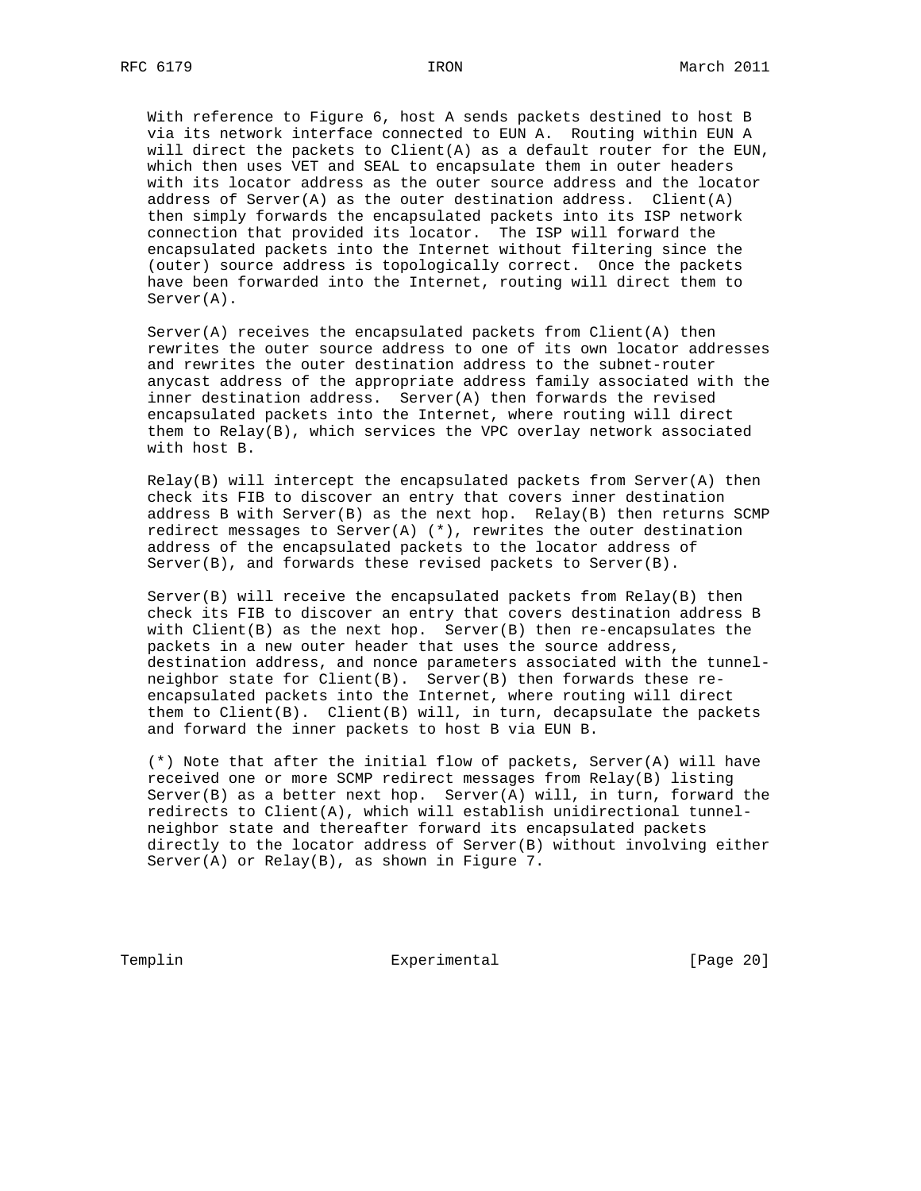With reference to Figure 6, host A sends packets destined to host B via its network interface connected to EUN A. Routing within EUN A will direct the packets to Client(A) as a default router for the EUN, which then uses VET and SEAL to encapsulate them in outer headers with its locator address as the outer source address and the locator address of Server(A) as the outer destination address. Client(A) then simply forwards the encapsulated packets into its ISP network connection that provided its locator. The ISP will forward the encapsulated packets into the Internet without filtering since the (outer) source address is topologically correct. Once the packets have been forwarded into the Internet, routing will direct them to Server(A).

Server(A) receives the encapsulated packets from Client(A) then rewrites the outer source address to one of its own locator addresses and rewrites the outer destination address to the subnet-router anycast address of the appropriate address family associated with the inner destination address. Server(A) then forwards the revised encapsulated packets into the Internet, where routing will direct them to Relay(B), which services the VPC overlay network associated with host B.

Relay(B) will intercept the encapsulated packets from Server(A) then check its FIB to discover an entry that covers inner destination address B with Server(B) as the next hop. Relay(B) then returns SCMP redirect messages to Server(A) (*), rewrites the outer destination address of the encapsulated packets to the locator address of Server(B), and forwards these revised packets to Server(B).

Server(B) will receive the encapsulated packets from Relay(B) then check its FIB to discover an entry that covers destination address B with Client(B) as the next hop. Server(B) then re-encapsulates the packets in a new outer header that uses the source address, destination address, and nonce parameters associated with the tunnel-neighbor state for Client(B). Server(B) then forwards these re-encapsulated packets into the Internet, where routing will direct them to Client(B). Client(B) will, in turn, decapsulate the packets and forward the inner packets to host B via EUN B.

(*) Note that after the initial flow of packets, Server(A) will have received one or more SCMP redirect messages from Relay(B) listing Server(B) as a better next hop. Server(A) will, in turn, forward the redirects to Client(A), which will establish unidirectional tunnel-neighbor state and thereafter forward its encapsulated packets directly to the locator address of Server(B) without involving either Server(A) or Relay(B), as shown in Figure 7.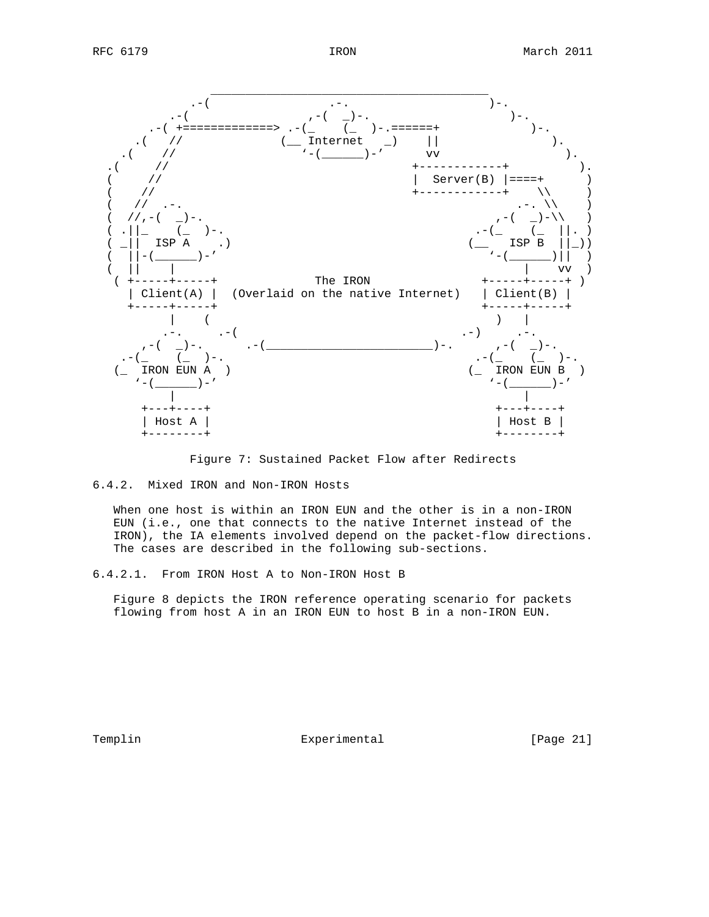```
                _______________________________________
             .-(                .-.                    )-.
          .-(                ,-(  _)-.                    )-.
       .-( +=============> .-(_    (_  )-.======+            )-.
     .(   //              (__ Internet   _)    ||               ).
   .(    //                 `-(______)-'      vv                 ).
  .(     //                               +------------+            ).
  (     //                                |  Server(B) |====+        )
  (    //                                 +------------+    \\       )
  (   //  .-.                                          .-. \\      )
  (  //,-(  _)-.                                   ,-(  _)-\\     )
  ( .||_    (_  )-.                             .-(_    (_  ||. )
  ( _||  ISP A    .)                           (__   ISP B  ||_))
  (  ||-(______)-'                                `-(______)||  )
  (  ||    |                                              |    vv  )
   ( +-----+-----+             The IRON              +-----+-----+ )
     | Client(A) |  (Overlaid on the native Internet)   | Client(B) |
     +-----+-----+                                       +-----+-----+
           |    (                                          )   |
          .-.     .-(                                  .-)    .-.
       ,-(  _)-.      .-(________________________)-.       ,-(  _)-.
    .-(_    (_  )-.                                     .-(_    (_  )-.
   (_  IRON EUN A  )                                   (_  IRON EUN B  )
      `-(______)-'                                        `-(______)-'
           |                                                   |
       +---+----+                                          +---+----+
       | Host A |                                          | Host B |
       +--------+                                          +--------+
```

Figure 7: Sustained Packet Flow after Redirects

### 6.4.2. Mixed IRON and Non-IRON Hosts

When one host is within an IRON EUN and the other is in a non-IRON EUN (i.e., one that connects to the native Internet instead of the IRON), the IA elements involved depend on the packet-flow directions. The cases are described in the following sub-sections.

#### 6.4.2.1. From IRON Host A to Non-IRON Host B

Figure 8 depicts the IRON reference operating scenario for packets flowing from host A in an IRON EUN to host B in a non-IRON EUN.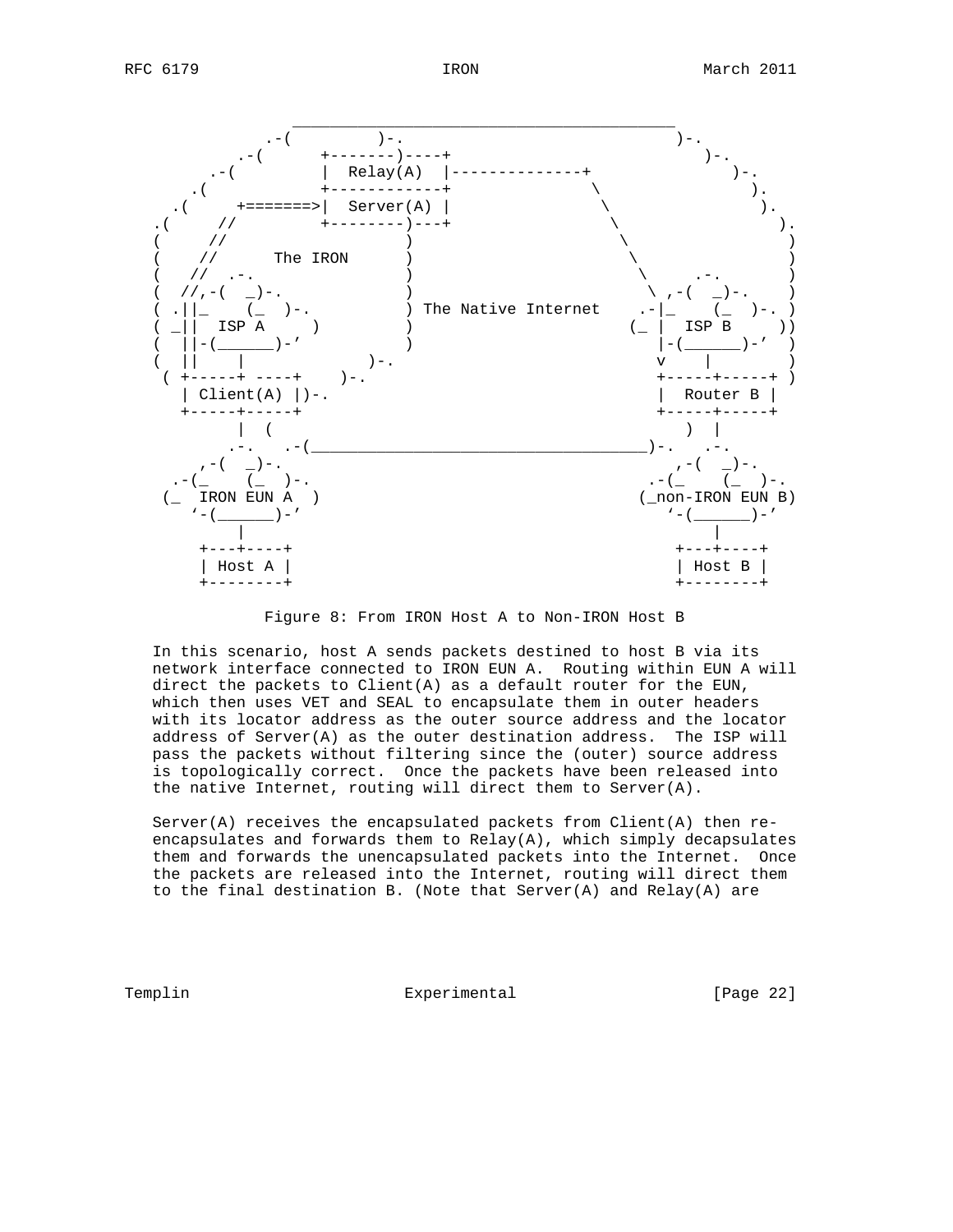```
                 _________________________________________
              .-(          )-.                            )-.
           .-(      +-------)----+                           )-.
        .-(         |  Relay(A)  |--------------+               )-.
      .(            +------------+               \                 ).
    .(     +=======>|  Server(A) |                \                 ).
  .(      //        +--------)---+                 \                  ).
 (       //                  )                      \                  )
 (      //      The IRON     )                       \                 )
 (     //  .-.               )                        \      .-.       )
 (    //,-(  _)-.            )                         \ ,-(  _)-.     )
 ( .||_    (_  )-.           ) The Native Internet    .-|_    (_  )-. )
 ( _||  ISP A     )          )                       (_ |  ISP B      ))
 (  ||-(______)-'            )                          |-(______)-'  )
 (  ||    |               )-.                           v    |        )
  ( +-----+ ----+     )-.                           +-----+-----+ )
    | Client(A) |)-.                                |  Router B |
    +-----+-----+                                   +-----+-----+
          |  (                                            )  |
         .-.   .-(____________________________________)-.   .-.
       ,-(  _)-.                                          ,-(  _)-.
    .-(_    (_  )-.                                    .-(_    (_  )-.
   (_  IRON EUN A  )                                  (_non-IRON EUN B)
      '-(______)-'                                       '-(______)-'
          |                                                   |
      +---+----+                                         +---+----+
      | Host A |                                         | Host B |
      +--------+                                         +--------+
```

Figure 8: From IRON Host A to Non-IRON Host B

In this scenario, host A sends packets destined to host B via its network interface connected to IRON EUN A. Routing within EUN A will direct the packets to Client(A) as a default router for the EUN, which then uses VET and SEAL to encapsulate them in outer headers with its locator address as the outer source address and the locator address of Server(A) as the outer destination address. The ISP will pass the packets without filtering since the (outer) source address is topologically correct. Once the packets have been released into the native Internet, routing will direct them to Server(A).

Server(A) receives the encapsulated packets from Client(A) then re-encapsulates and forwards them to Relay(A), which simply decapsulates them and forwards the unencapsulated packets into the Internet. Once the packets are released into the Internet, routing will direct them to the final destination B. (Note that Server(A) and Relay(A) are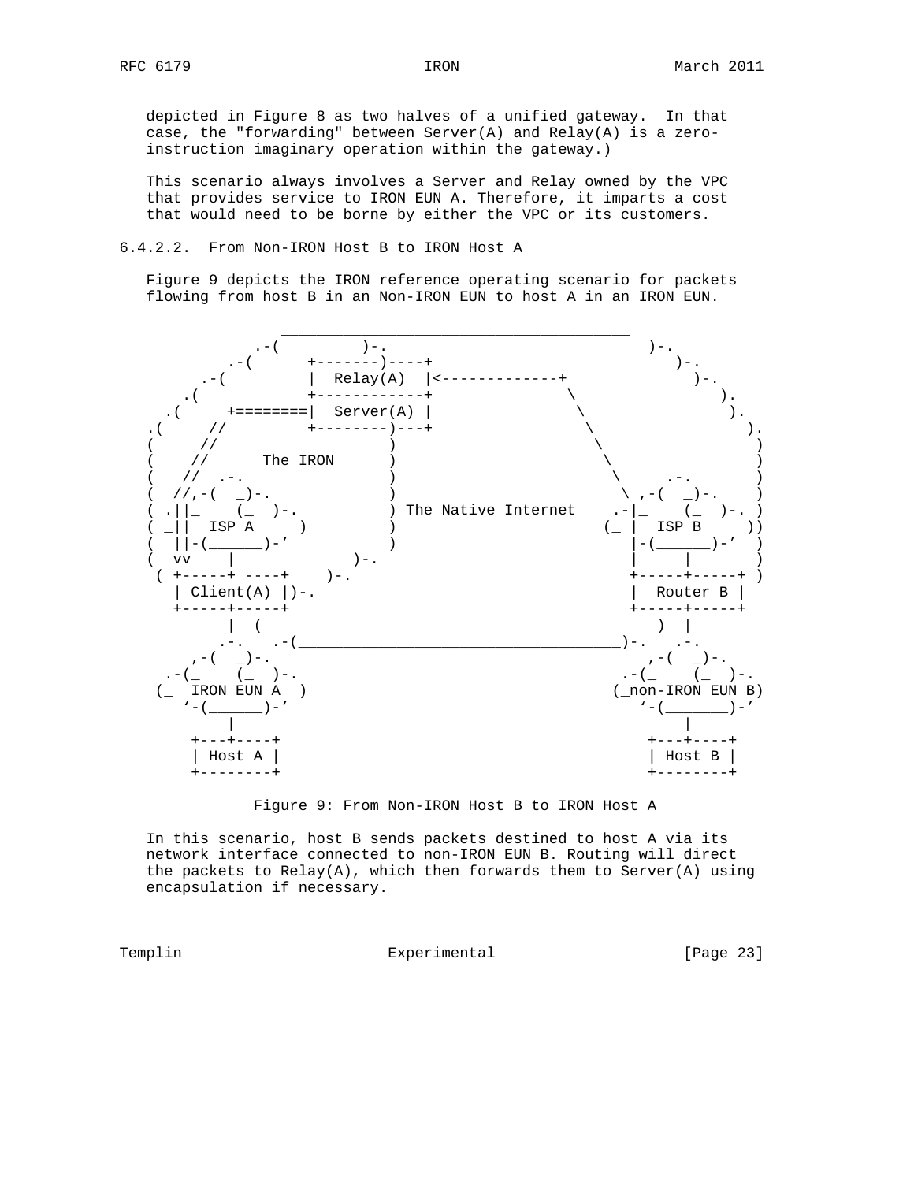depicted in Figure 8 as two halves of a unified gateway. In that case, the "forwarding" between Server(A) and Relay(A) is a zero-instruction imaginary operation within the gateway.)

This scenario always involves a Server and Relay owned by the VPC that provides service to IRON EUN A. Therefore, it imparts a cost that would need to be borne by either the VPC or its customers.

#### 6.4.2.2. From Non-IRON Host B to IRON Host A

Figure 9 depicts the IRON reference operating scenario for packets flowing from host B in an Non-IRON EUN to host A in an IRON EUN.

```
                  ________________________________________
              .-(          )-.                             )-.
           .-(      +--------)----+                           )-.
        .-(         |  Relay(A)  |<--------------+               )-.
      .(            +------------+                \                 ).
    .(      +========|  Server(A) |                \                  ).
  .(      //        +--------)---+                  \                   ).
 (       //                  )                       \                   )
 (      //      The IRON     )                        \                  )
 (     //  .-.               )                         \     .-.         )
 (    //,-(  _)-.            )                          \ ,-(  _)-.      )
 ( .||_    (_  )-.           ) The Native Internet    .-|_    (_  )-. )
 ( _||  ISP A     )          )                       (_ |  ISP B     ))
 (  ||-(______)-'            )                          |-(______)-'  )
 (  vv    |                )-.                          |     |       )
  ( +-----+ ----+    )-.                                +-----+-----+ )
    | Client(A) |)-.                                    |  Router B |
    +-----+-----+                                       +-----+-----+
          |  (                                              )  |
         .-.   .-(____________________________________)-.   .-.
       ,-(  _)-.                                          ,-(  _)-.
    .-(_    (_  )-.                                    .-(_    (_  )-.
   (_  IRON EUN A  )                                  (_non-IRON EUN B)
      '-(______)-'                                       '-(_______)-'
          |                                                    |
      +---+----+                                          +---+----+
      | Host A |                                          | Host B |
      +--------+                                          +--------+
```

Figure 9: From Non-IRON Host B to IRON Host A

In this scenario, host B sends packets destined to host A via its network interface connected to non-IRON EUN B. Routing will direct the packets to Relay(A), which then forwards them to Server(A) using encapsulation if necessary.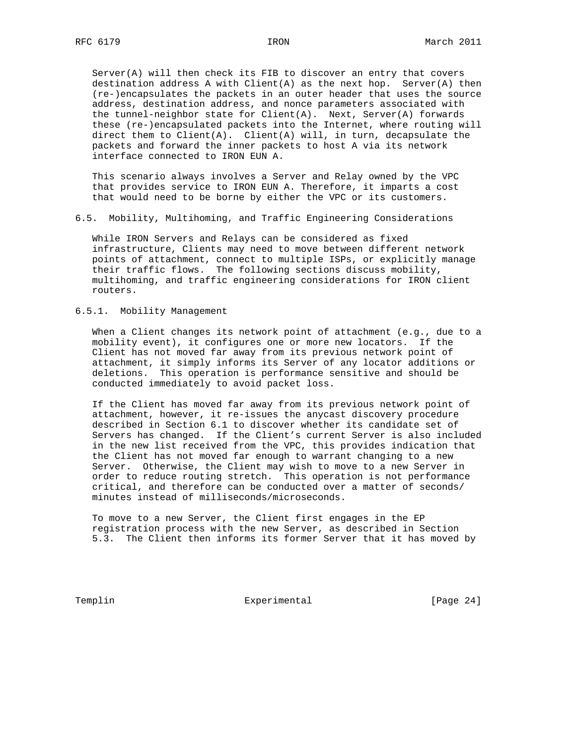Server(A) will then check its FIB to discover an entry that covers destination address A with Client(A) as the next hop. Server(A) then (re-)encapsulates the packets in an outer header that uses the source address, destination address, and nonce parameters associated with the tunnel-neighbor state for Client(A). Next, Server(A) forwards these (re-)encapsulated packets into the Internet, where routing will direct them to Client(A). Client(A) will, in turn, decapsulate the packets and forward the inner packets to host A via its network interface connected to IRON EUN A.

This scenario always involves a Server and Relay owned by the VPC that provides service to IRON EUN A. Therefore, it imparts a cost that would need to be borne by either the VPC or its customers.

### 6.5. Mobility, Multihoming, and Traffic Engineering Considerations

While IRON Servers and Relays can be considered as fixed infrastructure, Clients may need to move between different network points of attachment, connect to multiple ISPs, or explicitly manage their traffic flows. The following sections discuss mobility, multihoming, and traffic engineering considerations for IRON client routers.

#### 6.5.1. Mobility Management

When a Client changes its network point of attachment (e.g., due to a mobility event), it configures one or more new locators. If the Client has not moved far away from its previous network point of attachment, it simply informs its Server of any locator additions or deletions. This operation is performance sensitive and should be conducted immediately to avoid packet loss.

If the Client has moved far away from its previous network point of attachment, however, it re-issues the anycast discovery procedure described in Section 6.1 to discover whether its candidate set of Servers has changed. If the Client's current Server is also included in the new list received from the VPC, this provides indication that the Client has not moved far enough to warrant changing to a new Server. Otherwise, the Client may wish to move to a new Server in order to reduce routing stretch. This operation is not performance critical, and therefore can be conducted over a matter of seconds/minutes instead of milliseconds/microseconds.

To move to a new Server, the Client first engages in the EP registration process with the new Server, as described in Section 5.3. The Client then informs its former Server that it has moved by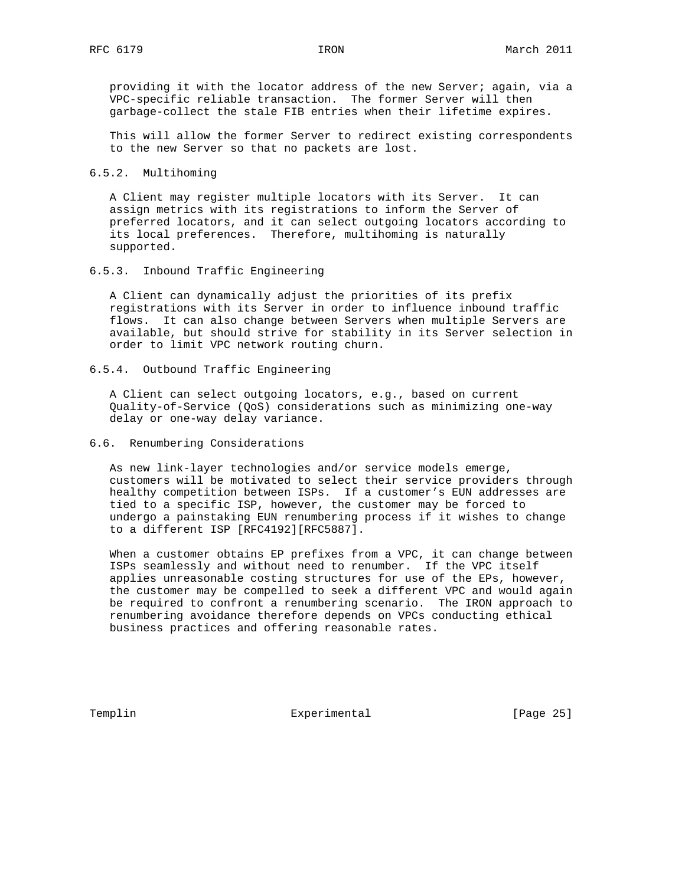providing it with the locator address of the new Server; again, via a VPC-specific reliable transaction. The former Server will then garbage-collect the stale FIB entries when their lifetime expires.

This will allow the former Server to redirect existing correspondents to the new Server so that no packets are lost.

#### 6.5.2. Multihoming

A Client may register multiple locators with its Server. It can assign metrics with its registrations to inform the Server of preferred locators, and it can select outgoing locators according to its local preferences. Therefore, multihoming is naturally supported.

#### 6.5.3. Inbound Traffic Engineering

A Client can dynamically adjust the priorities of its prefix registrations with its Server in order to influence inbound traffic flows. It can also change between Servers when multiple Servers are available, but should strive for stability in its Server selection in order to limit VPC network routing churn.

#### 6.5.4. Outbound Traffic Engineering

A Client can select outgoing locators, e.g., based on current Quality-of-Service (QoS) considerations such as minimizing one-way delay or one-way delay variance.

### 6.6. Renumbering Considerations

As new link-layer technologies and/or service models emerge, customers will be motivated to select their service providers through healthy competition between ISPs. If a customer's EUN addresses are tied to a specific ISP, however, the customer may be forced to undergo a painstaking EUN renumbering process if it wishes to change to a different ISP [RFC4192][RFC5887].

When a customer obtains EP prefixes from a VPC, it can change between ISPs seamlessly and without need to renumber. If the VPC itself applies unreasonable costing structures for use of the EPs, however, the customer may be compelled to seek a different VPC and would again be required to confront a renumbering scenario. The IRON approach to renumbering avoidance therefore depends on VPCs conducting ethical business practices and offering reasonable rates.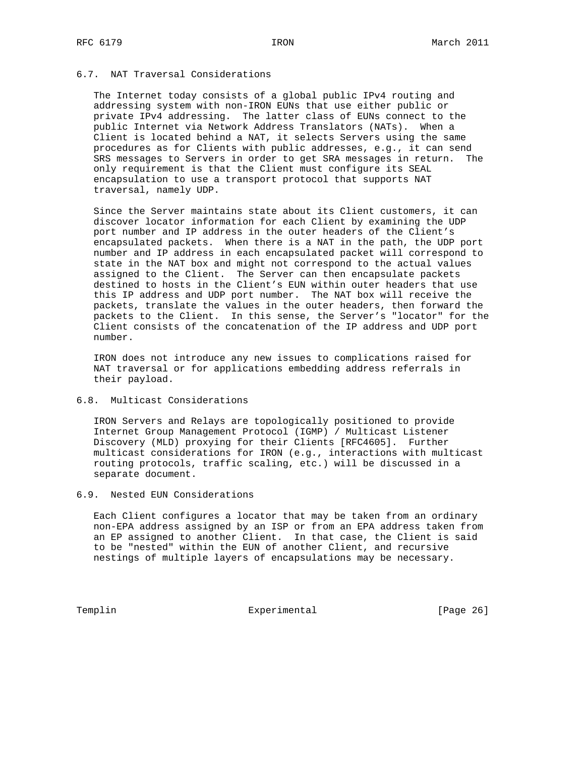### 6.7. NAT Traversal Considerations

The Internet today consists of a global public IPv4 routing and addressing system with non-IRON EUNs that use either public or private IPv4 addressing. The latter class of EUNs connect to the public Internet via Network Address Translators (NATs). When a Client is located behind a NAT, it selects Servers using the same procedures as for Clients with public addresses, e.g., it can send SRS messages to Servers in order to get SRA messages in return. The only requirement is that the Client must configure its SEAL encapsulation to use a transport protocol that supports NAT traversal, namely UDP.

Since the Server maintains state about its Client customers, it can discover locator information for each Client by examining the UDP port number and IP address in the outer headers of the Client's encapsulated packets. When there is a NAT in the path, the UDP port number and IP address in each encapsulated packet will correspond to state in the NAT box and might not correspond to the actual values assigned to the Client. The Server can then encapsulate packets destined to hosts in the Client's EUN within outer headers that use this IP address and UDP port number. The NAT box will receive the packets, translate the values in the outer headers, then forward the packets to the Client. In this sense, the Server's "locator" for the Client consists of the concatenation of the IP address and UDP port number.

IRON does not introduce any new issues to complications raised for NAT traversal or for applications embedding address referrals in their payload.

### 6.8. Multicast Considerations

IRON Servers and Relays are topologically positioned to provide Internet Group Management Protocol (IGMP) / Multicast Listener Discovery (MLD) proxying for their Clients [RFC4605]. Further multicast considerations for IRON (e.g., interactions with multicast routing protocols, traffic scaling, etc.) will be discussed in a separate document.

### 6.9. Nested EUN Considerations

Each Client configures a locator that may be taken from an ordinary non-EPA address assigned by an ISP or from an EPA address taken from an EP assigned to another Client. In that case, the Client is said to be "nested" within the EUN of another Client, and recursive nestings of multiple layers of encapsulations may be necessary.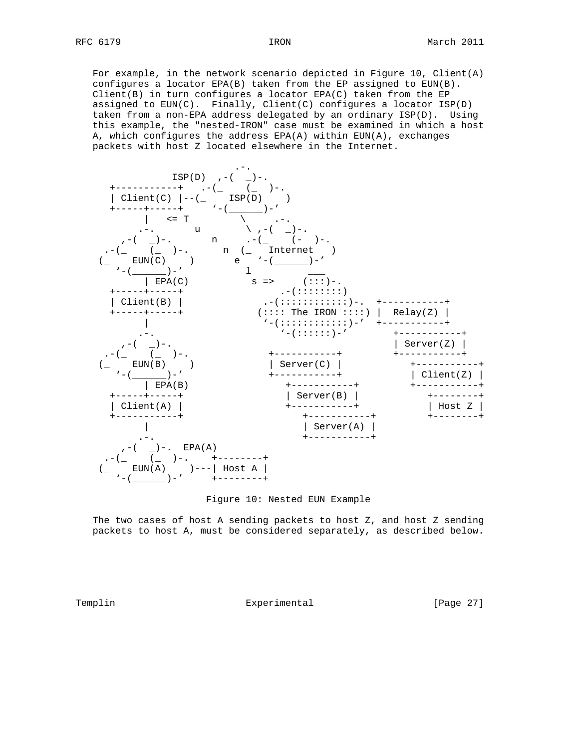For example, in the network scenario depicted in Figure 10, Client(A) configures a locator EPA(B) taken from the EP assigned to EUN(B). Client(B) in turn configures a locator EPA(C) taken from the EP assigned to EUN(C). Finally, Client(C) configures a locator ISP(D) taken from a non-EPA address delegated by an ordinary ISP(D). Using this example, the "nested-IRON" case must be examined in which a host A, which configures the address EPA(A) within EUN(A), exchanges packets with host Z located elsewhere in the Internet.

```
                                  .-.
               ISP(D)  ,-(  _)-.
     +-----------+   .-(_    (_  )-.
     | Client(C) |--(_    ISP(D)    )
     +-----+-----+     `-(______)-'
           |   <= T         \     .-.
          .-.       u        \ ,-(  _)-.
       ,-(  _)-.       n     .-(_    (-  )-.
     .-(_    (_  )-.      n  (_   Internet   )
    (_    EUN(C)    )       e   `-(______)-'
       `-(______)-'          l         ___
           | EPA(C)           s =>     (:::)-.
     +-----+-----+                  .-(::::::::)
     | Client(B) |               .-(:::::::::::::)-.  +-----------+
     +-----+-----+              (:::: The IRON ::::) |  Relay(Z) |
           |                     `-(:::::::::::::)-'  +-----------+
          .-.                       `-(::::::)-'       +-----------+
       ,-(  _)-.                                       | Server(Z) |
     .-(_    (_  )-.               +-----------+       +-----------+
    (_    EUN(B)    )              | Server(C) |          +-----------+
       `-(______)-'                +-----------+          | Client(Z) |
           | EPA(B)                   +-----------+        +-----------+
     +-----+-----+                    | Server(B) |           +--------+
     | Client(A) |                    +-----------+           | Host Z |
     +-----------+                       +-----------+        +--------+
           |                             | Server(A) |
          .-.                            +-----------+
       ,-(  _)-.  EPA(A)
     .-(_    (_  )-.    +--------+
    (_    EUN(A)    )---| Host A |
       `-(______)-'     +--------+
```

Figure 10: Nested EUN Example

The two cases of host A sending packets to host Z, and host Z sending packets to host A, must be considered separately, as described below.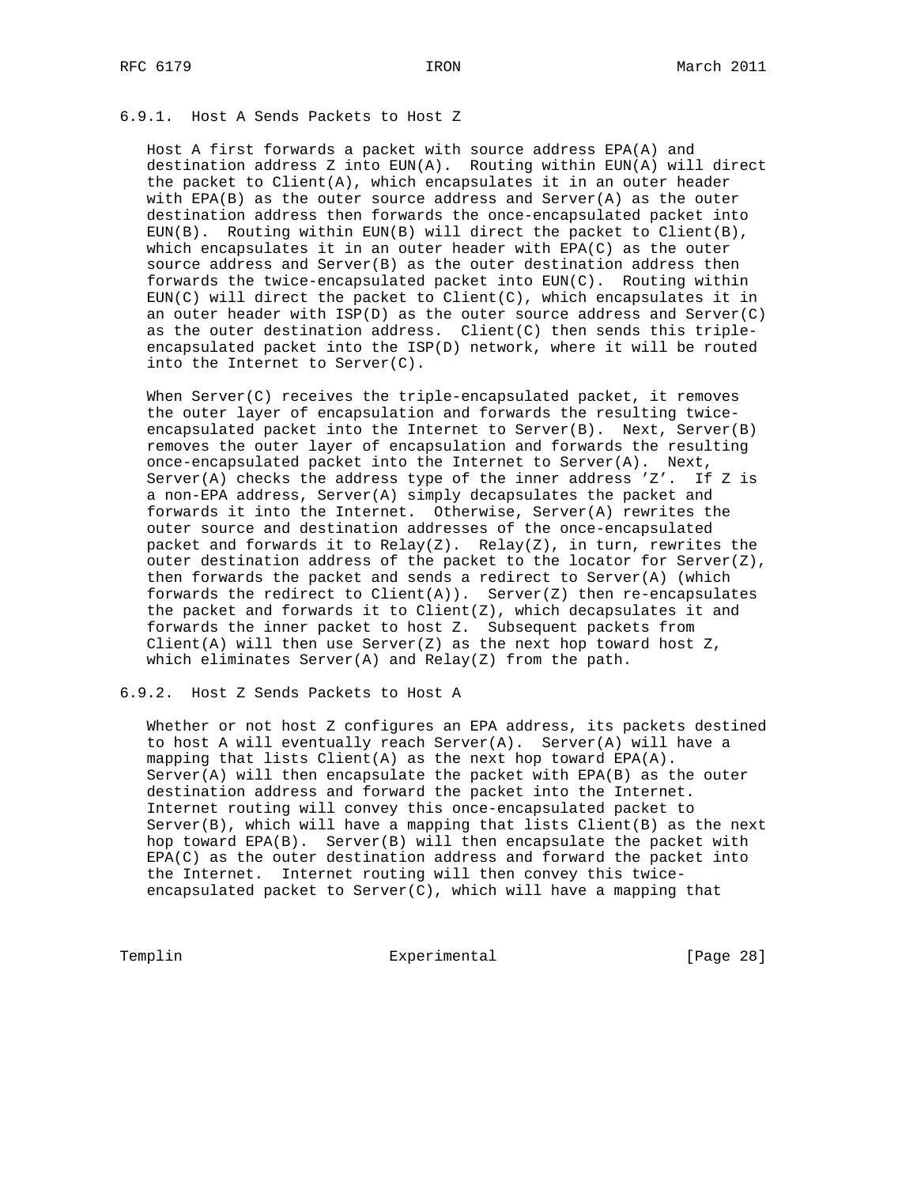### 6.9.1. Host A Sends Packets to Host Z

Host A first forwards a packet with source address EPA(A) and destination address Z into EUN(A). Routing within EUN(A) will direct the packet to Client(A), which encapsulates it in an outer header with EPA(B) as the outer source address and Server(A) as the outer destination address then forwards the once-encapsulated packet into EUN(B). Routing within EUN(B) will direct the packet to Client(B), which encapsulates it in an outer header with EPA(C) as the outer source address and Server(B) as the outer destination address then forwards the twice-encapsulated packet into EUN(C). Routing within EUN(C) will direct the packet to Client(C), which encapsulates it in an outer header with ISP(D) as the outer source address and Server(C) as the outer destination address. Client(C) then sends this triple-encapsulated packet into the ISP(D) network, where it will be routed into the Internet to Server(C).

When Server(C) receives the triple-encapsulated packet, it removes the outer layer of encapsulation and forwards the resulting twice-encapsulated packet into the Internet to Server(B). Next, Server(B) removes the outer layer of encapsulation and forwards the resulting once-encapsulated packet into the Internet to Server(A). Next, Server(A) checks the address type of the inner address 'Z'. If Z is a non-EPA address, Server(A) simply decapsulates the packet and forwards it into the Internet. Otherwise, Server(A) rewrites the outer source and destination addresses of the once-encapsulated packet and forwards it to Relay(Z). Relay(Z), in turn, rewrites the outer destination address of the packet to the locator for Server(Z), then forwards the packet and sends a redirect to Server(A) (which forwards the redirect to Client(A)). Server(Z) then re-encapsulates the packet and forwards it to Client(Z), which decapsulates it and forwards the inner packet to host Z. Subsequent packets from Client(A) will then use Server(Z) as the next hop toward host Z, which eliminates Server(A) and Relay(Z) from the path.

### 6.9.2. Host Z Sends Packets to Host A

Whether or not host Z configures an EPA address, its packets destined to host A will eventually reach Server(A). Server(A) will have a mapping that lists Client(A) as the next hop toward EPA(A). Server(A) will then encapsulate the packet with EPA(B) as the outer destination address and forward the packet into the Internet. Internet routing will convey this once-encapsulated packet to Server(B), which will have a mapping that lists Client(B) as the next hop toward EPA(B). Server(B) will then encapsulate the packet with EPA(C) as the outer destination address and forward the packet into the Internet. Internet routing will then convey this twice-encapsulated packet to Server(C), which will have a mapping that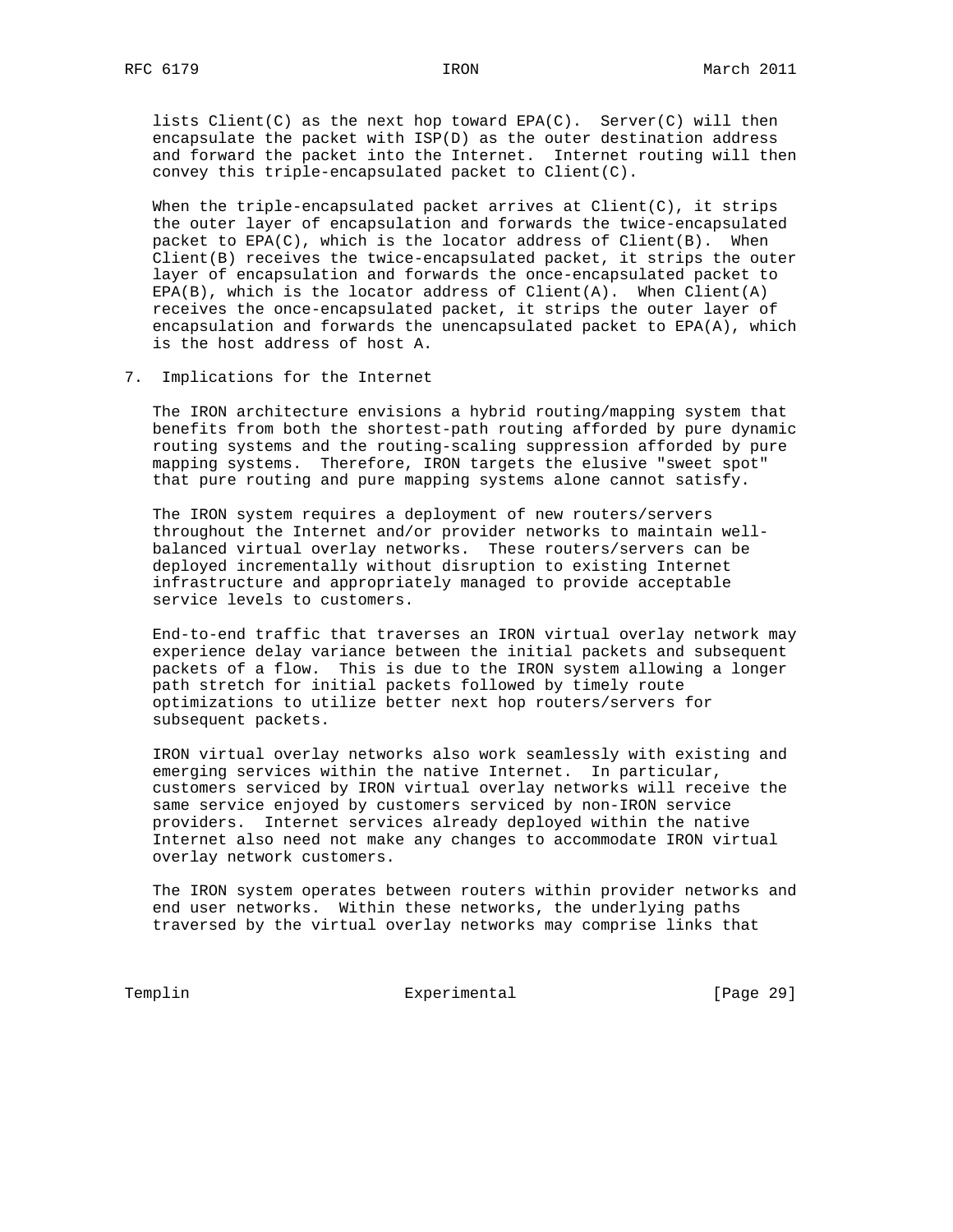lists Client(C) as the next hop toward EPA(C). Server(C) will then encapsulate the packet with ISP(D) as the outer destination address and forward the packet into the Internet. Internet routing will then convey this triple-encapsulated packet to Client(C).

When the triple-encapsulated packet arrives at Client(C), it strips the outer layer of encapsulation and forwards the twice-encapsulated packet to EPA(C), which is the locator address of Client(B). When Client(B) receives the twice-encapsulated packet, it strips the outer layer of encapsulation and forwards the once-encapsulated packet to EPA(B), which is the locator address of Client(A). When Client(A) receives the once-encapsulated packet, it strips the outer layer of encapsulation and forwards the unencapsulated packet to EPA(A), which is the host address of host A.

## 7. Implications for the Internet

The IRON architecture envisions a hybrid routing/mapping system that benefits from both the shortest-path routing afforded by pure dynamic routing systems and the routing-scaling suppression afforded by pure mapping systems. Therefore, IRON targets the elusive "sweet spot" that pure routing and pure mapping systems alone cannot satisfy.

The IRON system requires a deployment of new routers/servers throughout the Internet and/or provider networks to maintain well-balanced virtual overlay networks. These routers/servers can be deployed incrementally without disruption to existing Internet infrastructure and appropriately managed to provide acceptable service levels to customers.

End-to-end traffic that traverses an IRON virtual overlay network may experience delay variance between the initial packets and subsequent packets of a flow. This is due to the IRON system allowing a longer path stretch for initial packets followed by timely route optimizations to utilize better next hop routers/servers for subsequent packets.

IRON virtual overlay networks also work seamlessly with existing and emerging services within the native Internet. In particular, customers serviced by IRON virtual overlay networks will receive the same service enjoyed by customers serviced by non-IRON service providers. Internet services already deployed within the native Internet also need not make any changes to accommodate IRON virtual overlay network customers.

The IRON system operates between routers within provider networks and end user networks. Within these networks, the underlying paths traversed by the virtual overlay networks may comprise links that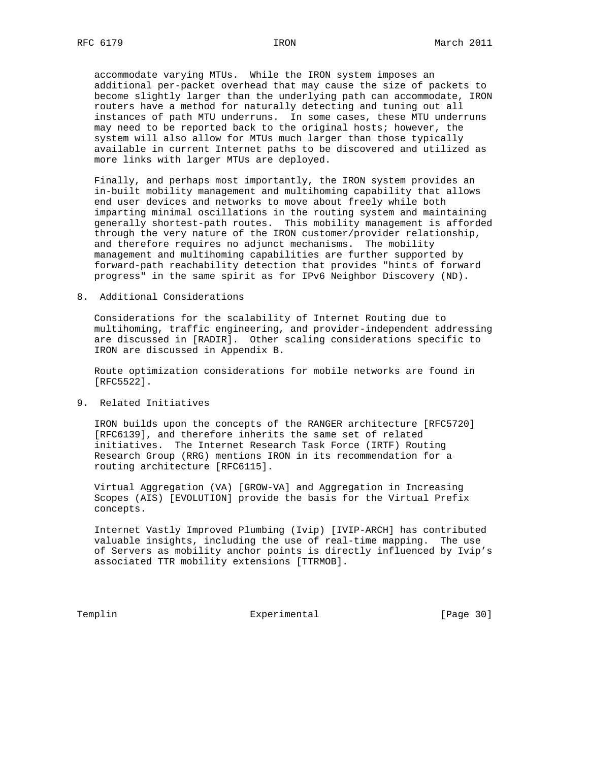accommodate varying MTUs. While the IRON system imposes an additional per-packet overhead that may cause the size of packets to become slightly larger than the underlying path can accommodate, IRON routers have a method for naturally detecting and tuning out all instances of path MTU underruns. In some cases, these MTU underruns may need to be reported back to the original hosts; however, the system will also allow for MTUs much larger than those typically available in current Internet paths to be discovered and utilized as more links with larger MTUs are deployed.

Finally, and perhaps most importantly, the IRON system provides an in-built mobility management and multihoming capability that allows end user devices and networks to move about freely while both imparting minimal oscillations in the routing system and maintaining generally shortest-path routes. This mobility management is afforded through the very nature of the IRON customer/provider relationship, and therefore requires no adjunct mechanisms. The mobility management and multihoming capabilities are further supported by forward-path reachability detection that provides "hints of forward progress" in the same spirit as for IPv6 Neighbor Discovery (ND).

## 8. Additional Considerations

Considerations for the scalability of Internet Routing due to multihoming, traffic engineering, and provider-independent addressing are discussed in [RADIR]. Other scaling considerations specific to IRON are discussed in Appendix B.

Route optimization considerations for mobile networks are found in [RFC5522].

## 9. Related Initiatives

IRON builds upon the concepts of the RANGER architecture [RFC5720] [RFC6139], and therefore inherits the same set of related initiatives. The Internet Research Task Force (IRTF) Routing Research Group (RRG) mentions IRON in its recommendation for a routing architecture [RFC6115].

Virtual Aggregation (VA) [GROW-VA] and Aggregation in Increasing Scopes (AIS) [EVOLUTION] provide the basis for the Virtual Prefix concepts.

Internet Vastly Improved Plumbing (Ivip) [IVIP-ARCH] has contributed valuable insights, including the use of real-time mapping. The use of Servers as mobility anchor points is directly influenced by Ivip's associated TTR mobility extensions [TTRMOB].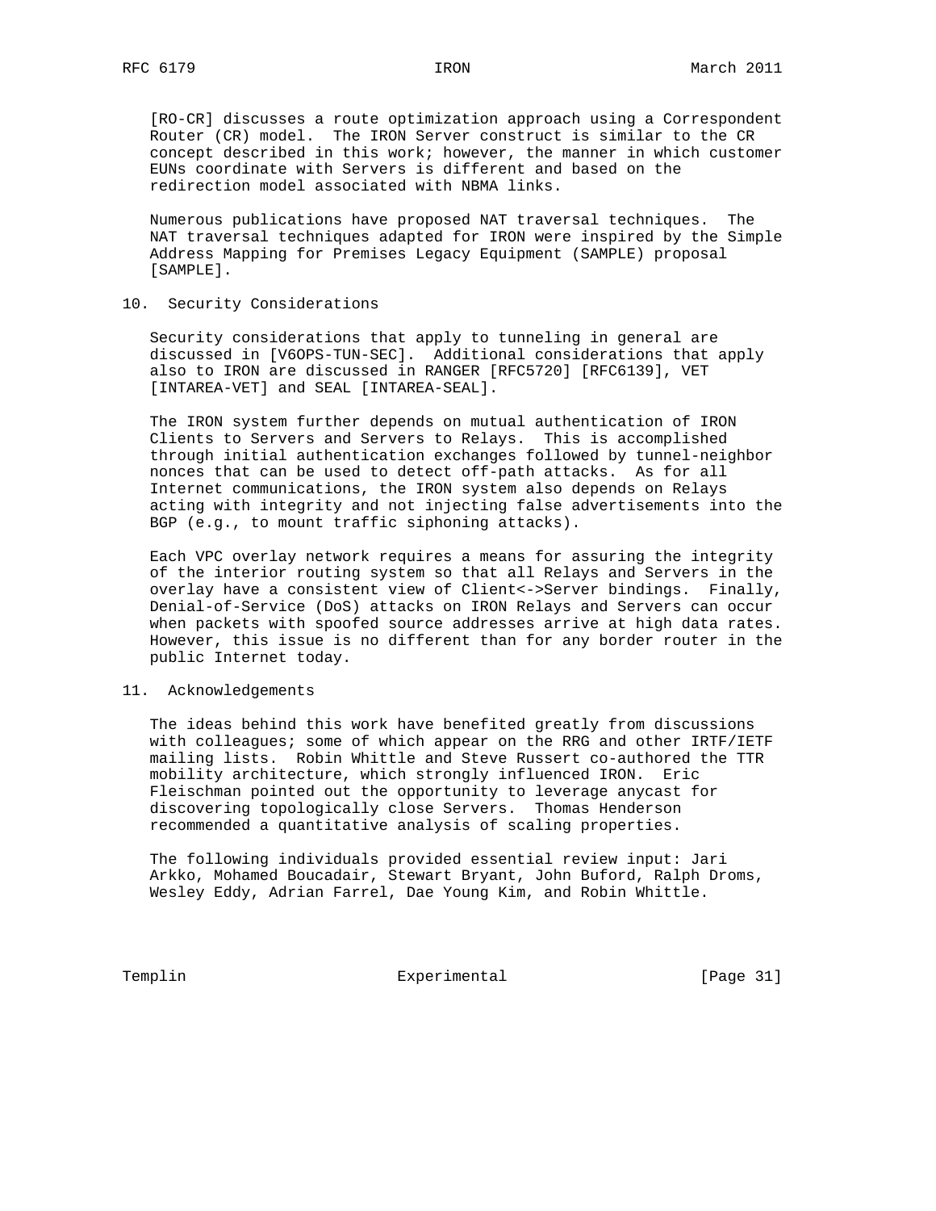[RO-CR] discusses a route optimization approach using a Correspondent Router (CR) model. The IRON Server construct is similar to the CR concept described in this work; however, the manner in which customer EUNs coordinate with Servers is different and based on the redirection model associated with NBMA links.

Numerous publications have proposed NAT traversal techniques. The NAT traversal techniques adapted for IRON were inspired by the Simple Address Mapping for Premises Legacy Equipment (SAMPLE) proposal [SAMPLE].

## 10. Security Considerations

Security considerations that apply to tunneling in general are discussed in [V6OPS-TUN-SEC]. Additional considerations that apply also to IRON are discussed in RANGER [RFC5720] [RFC6139], VET [INTAREA-VET] and SEAL [INTAREA-SEAL].

The IRON system further depends on mutual authentication of IRON Clients to Servers and Servers to Relays. This is accomplished through initial authentication exchanges followed by tunnel-neighbor nonces that can be used to detect off-path attacks. As for all Internet communications, the IRON system also depends on Relays acting with integrity and not injecting false advertisements into the BGP (e.g., to mount traffic siphoning attacks).

Each VPC overlay network requires a means for assuring the integrity of the interior routing system so that all Relays and Servers in the overlay have a consistent view of Client<->Server bindings. Finally, Denial-of-Service (DoS) attacks on IRON Relays and Servers can occur when packets with spoofed source addresses arrive at high data rates. However, this issue is no different than for any border router in the public Internet today.

## 11. Acknowledgements

The ideas behind this work have benefited greatly from discussions with colleagues; some of which appear on the RRG and other IRTF/IETF mailing lists. Robin Whittle and Steve Russert co-authored the TTR mobility architecture, which strongly influenced IRON. Eric Fleischman pointed out the opportunity to leverage anycast for discovering topologically close Servers. Thomas Henderson recommended a quantitative analysis of scaling properties.

The following individuals provided essential review input: Jari Arkko, Mohamed Boucadair, Stewart Bryant, John Buford, Ralph Droms, Wesley Eddy, Adrian Farrel, Dae Young Kim, and Robin Whittle.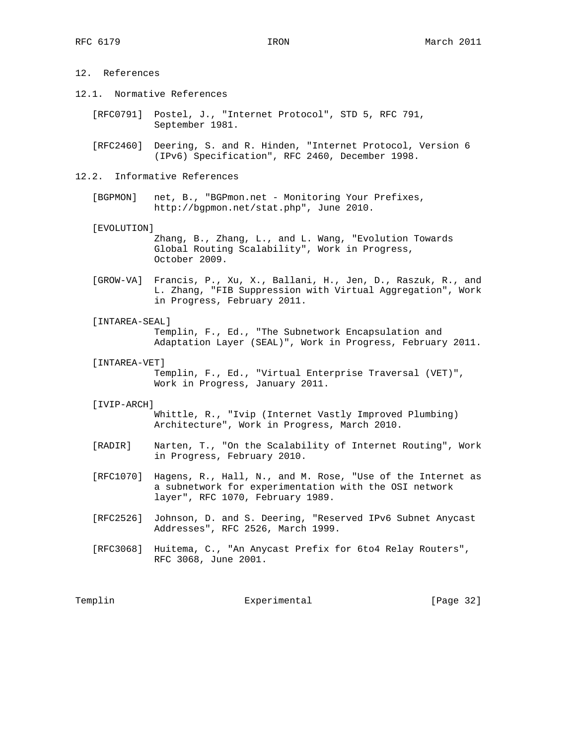# 12. References

## 12.1. Normative References

[RFC0791] Postel, J., "Internet Protocol", STD 5, RFC 791, September 1981.

[RFC2460] Deering, S. and R. Hinden, "Internet Protocol, Version 6 (IPv6) Specification", RFC 2460, December 1998.

## 12.2. Informative References

[BGPMON] net, B., "BGPmon.net - Monitoring Your Prefixes, http://bgpmon.net/stat.php", June 2010.

[EVOLUTION] Zhang, B., Zhang, L., and L. Wang, "Evolution Towards Global Routing Scalability", Work in Progress, October 2009.

[GROW-VA] Francis, P., Xu, X., Ballani, H., Jen, D., Raszuk, R., and L. Zhang, "FIB Suppression with Virtual Aggregation", Work in Progress, February 2011.

[INTAREA-SEAL] Templin, F., Ed., "The Subnetwork Encapsulation and Adaptation Layer (SEAL)", Work in Progress, February 2011.

[INTAREA-VET] Templin, F., Ed., "Virtual Enterprise Traversal (VET)", Work in Progress, January 2011.

[IVIP-ARCH] Whittle, R., "Ivip (Internet Vastly Improved Plumbing) Architecture", Work in Progress, March 2010.

[RADIR] Narten, T., "On the Scalability of Internet Routing", Work in Progress, February 2010.

[RFC1070] Hagens, R., Hall, N., and M. Rose, "Use of the Internet as a subnetwork for experimentation with the OSI network layer", RFC 1070, February 1989.

[RFC2526] Johnson, D. and S. Deering, "Reserved IPv6 Subnet Anycast Addresses", RFC 2526, March 1999.

[RFC3068] Huitema, C., "An Anycast Prefix for 6to4 Relay Routers", RFC 3068, June 2001.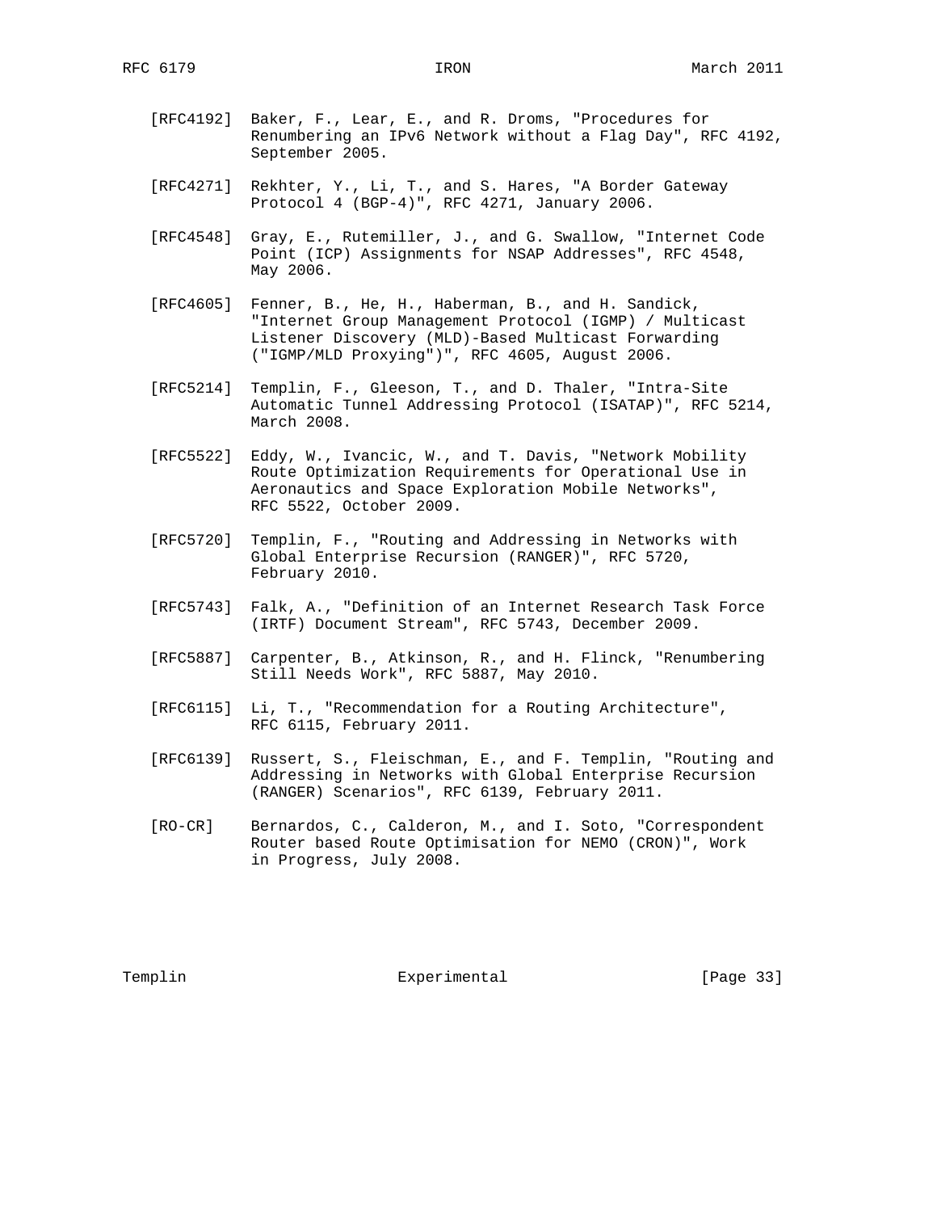[RFC4192] Baker, F., Lear, E., and R. Droms, "Procedures for Renumbering an IPv6 Network without a Flag Day", RFC 4192, September 2005.

[RFC4271] Rekhter, Y., Li, T., and S. Hares, "A Border Gateway Protocol 4 (BGP-4)", RFC 4271, January 2006.

[RFC4548] Gray, E., Rutemiller, J., and G. Swallow, "Internet Code Point (ICP) Assignments for NSAP Addresses", RFC 4548, May 2006.

[RFC4605] Fenner, B., He, H., Haberman, B., and H. Sandick, "Internet Group Management Protocol (IGMP) / Multicast Listener Discovery (MLD)-Based Multicast Forwarding ("IGMP/MLD Proxying")", RFC 4605, August 2006.

[RFC5214] Templin, F., Gleeson, T., and D. Thaler, "Intra-Site Automatic Tunnel Addressing Protocol (ISATAP)", RFC 5214, March 2008.

[RFC5522] Eddy, W., Ivancic, W., and T. Davis, "Network Mobility Route Optimization Requirements for Operational Use in Aeronautics and Space Exploration Mobile Networks", RFC 5522, October 2009.

[RFC5720] Templin, F., "Routing and Addressing in Networks with Global Enterprise Recursion (RANGER)", RFC 5720, February 2010.

[RFC5743] Falk, A., "Definition of an Internet Research Task Force (IRTF) Document Stream", RFC 5743, December 2009.

[RFC5887] Carpenter, B., Atkinson, R., and H. Flinck, "Renumbering Still Needs Work", RFC 5887, May 2010.

[RFC6115] Li, T., "Recommendation for a Routing Architecture", RFC 6115, February 2011.

[RFC6139] Russert, S., Fleischman, E., and F. Templin, "Routing and Addressing in Networks with Global Enterprise Recursion (RANGER) Scenarios", RFC 6139, February 2011.

[RO-CR] Bernardos, C., Calderon, M., and I. Soto, "Correspondent Router based Route Optimisation for NEMO (CRON)", Work in Progress, July 2008.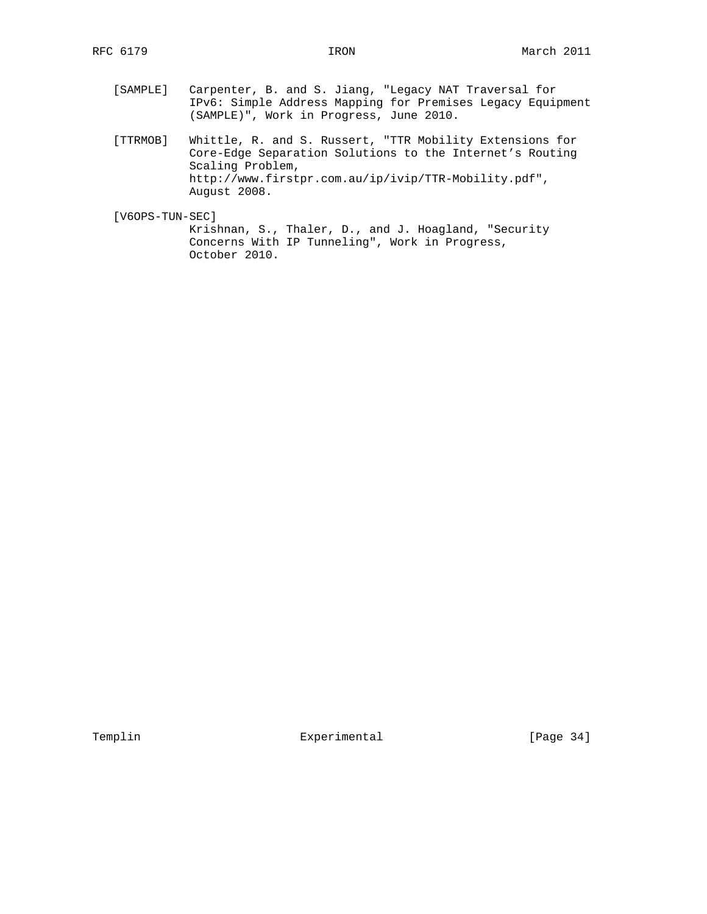[SAMPLE] Carpenter, B. and S. Jiang, "Legacy NAT Traversal for IPv6: Simple Address Mapping for Premises Legacy Equipment (SAMPLE)", Work in Progress, June 2010.

[TTRMOB] Whittle, R. and S. Russert, "TTR Mobility Extensions for Core-Edge Separation Solutions to the Internet's Routing Scaling Problem, http://www.firstpr.com.au/ip/ivip/TTR-Mobility.pdf", August 2008.

[V6OPS-TUN-SEC] Krishnan, S., Thaler, D., and J. Hoagland, "Security Concerns With IP Tunneling", Work in Progress, October 2010.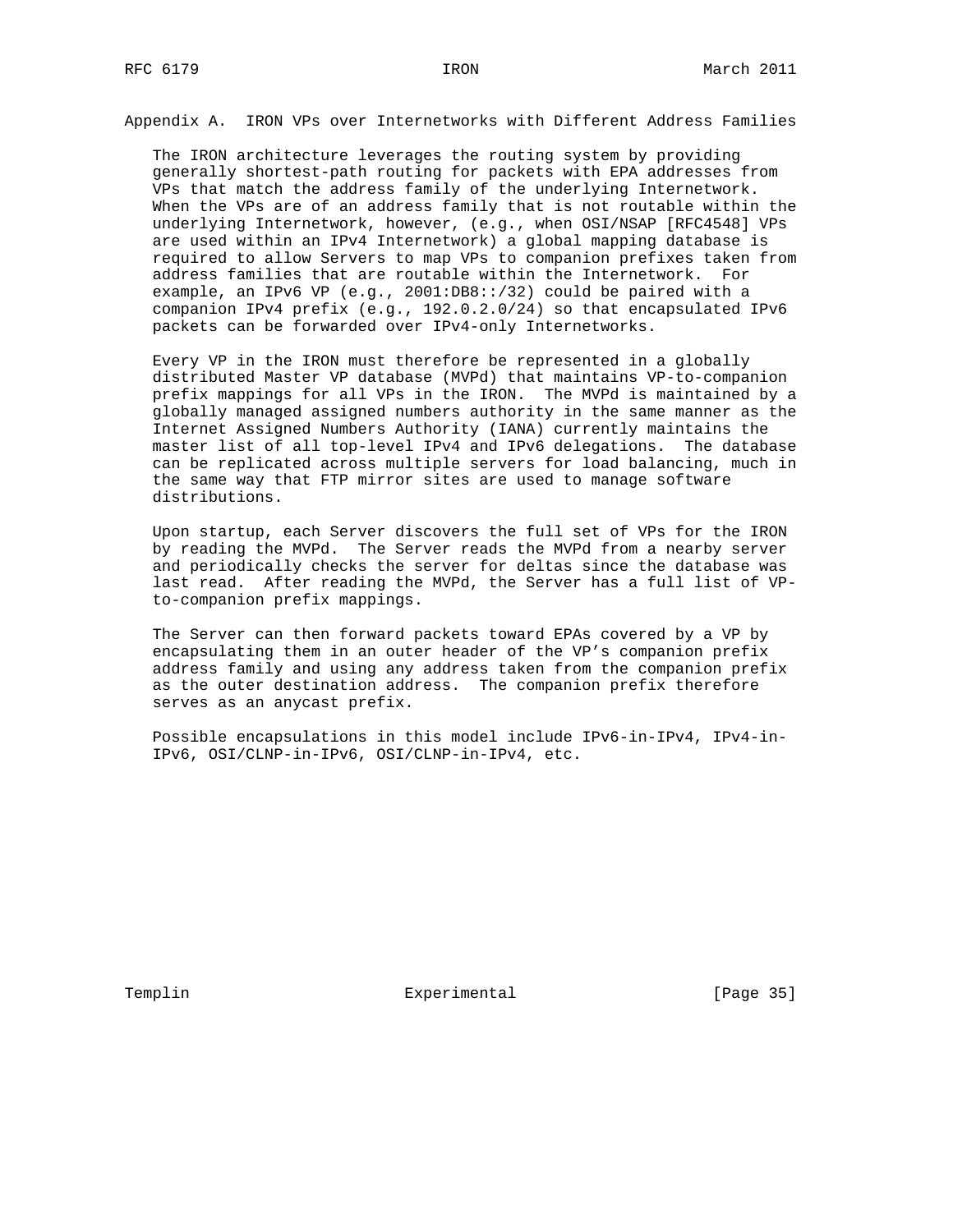## Appendix A. IRON VPs over Internetworks with Different Address Families

The IRON architecture leverages the routing system by providing generally shortest-path routing for packets with EPA addresses from VPs that match the address family of the underlying Internetwork. When the VPs are of an address family that is not routable within the underlying Internetwork, however, (e.g., when OSI/NSAP [RFC4548] VPs are used within an IPv4 Internetwork) a global mapping database is required to allow Servers to map VPs to companion prefixes taken from address families that are routable within the Internetwork. For example, an IPv6 VP (e.g., 2001:DB8::/32) could be paired with a companion IPv4 prefix (e.g., 192.0.2.0/24) so that encapsulated IPv6 packets can be forwarded over IPv4-only Internetworks.

Every VP in the IRON must therefore be represented in a globally distributed Master VP database (MVPd) that maintains VP-to-companion prefix mappings for all VPs in the IRON. The MVPd is maintained by a globally managed assigned numbers authority in the same manner as the Internet Assigned Numbers Authority (IANA) currently maintains the master list of all top-level IPv4 and IPv6 delegations. The database can be replicated across multiple servers for load balancing, much in the same way that FTP mirror sites are used to manage software distributions.

Upon startup, each Server discovers the full set of VPs for the IRON by reading the MVPd. The Server reads the MVPd from a nearby server and periodically checks the server for deltas since the database was last read. After reading the MVPd, the Server has a full list of VP-to-companion prefix mappings.

The Server can then forward packets toward EPAs covered by a VP by encapsulating them in an outer header of the VP's companion prefix address family and using any address taken from the companion prefix as the outer destination address. The companion prefix therefore serves as an anycast prefix.

Possible encapsulations in this model include IPv6-in-IPv4, IPv4-in-IPv6, OSI/CLNP-in-IPv6, OSI/CLNP-in-IPv4, etc.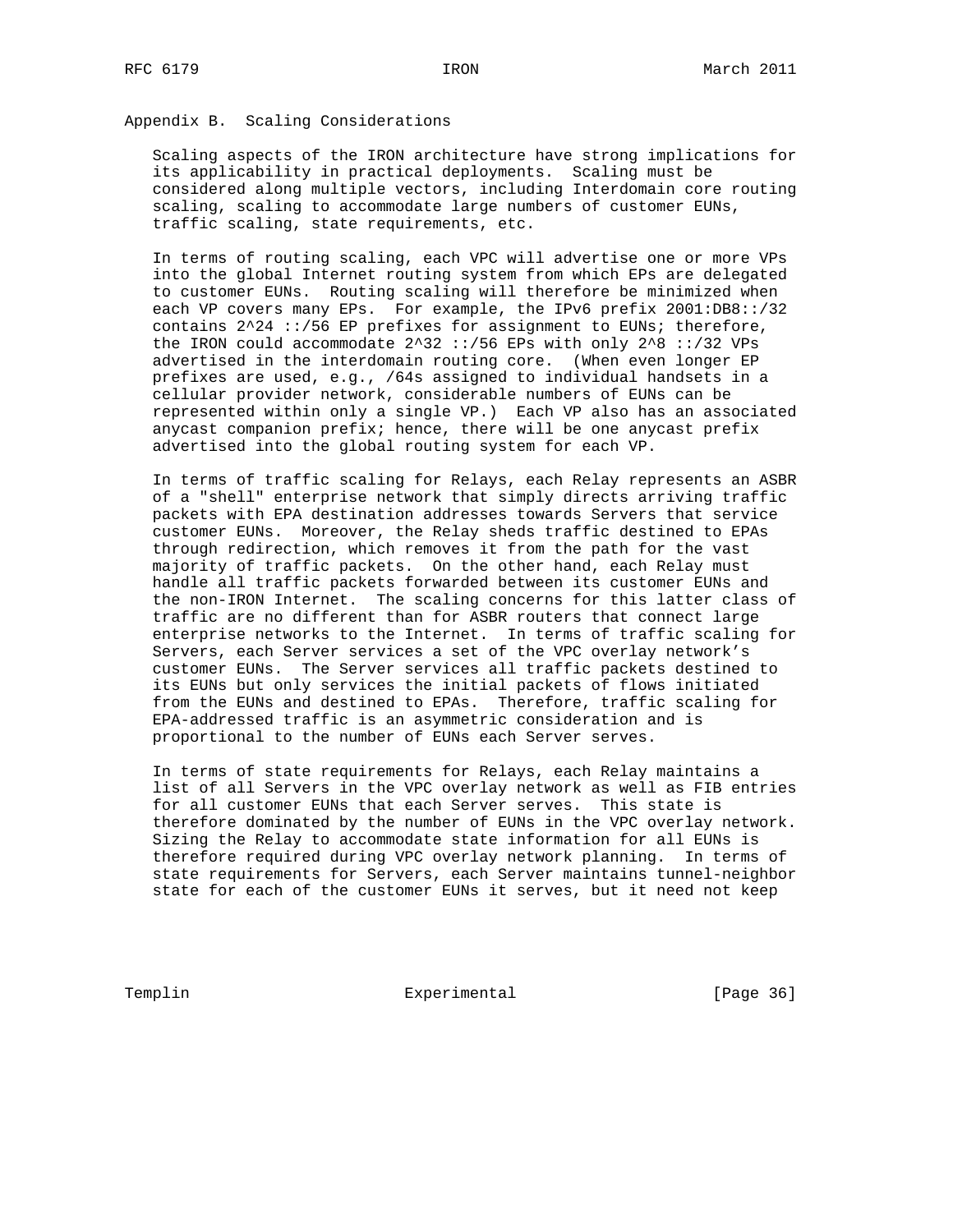## Appendix B. Scaling Considerations

Scaling aspects of the IRON architecture have strong implications for its applicability in practical deployments. Scaling must be considered along multiple vectors, including Interdomain core routing scaling, scaling to accommodate large numbers of customer EUNs, traffic scaling, state requirements, etc.

In terms of routing scaling, each VPC will advertise one or more VPs into the global Internet routing system from which EPs are delegated to customer EUNs. Routing scaling will therefore be minimized when each VP covers many EPs. For example, the IPv6 prefix 2001:DB8::/32 contains $2^{24}$ ::/56 EP prefixes for assignment to EUNs; therefore, the IRON could accommodate $2^{32}$ ::/56 EPs with only $2^{8}$ ::/32 VPs advertised in the interdomain routing core. (When even longer EP prefixes are used, e.g., /64s assigned to individual handsets in a cellular provider network, considerable numbers of EUNs can be represented within only a single VP.) Each VP also has an associated anycast companion prefix; hence, there will be one anycast prefix advertised into the global routing system for each VP.

In terms of traffic scaling for Relays, each Relay represents an ASBR of a "shell" enterprise network that simply directs arriving traffic packets with EPA destination addresses towards Servers that service customer EUNs. Moreover, the Relay sheds traffic destined to EPAs through redirection, which removes it from the path for the vast majority of traffic packets. On the other hand, each Relay must handle all traffic packets forwarded between its customer EUNs and the non-IRON Internet. The scaling concerns for this latter class of traffic are no different than for ASBR routers that connect large enterprise networks to the Internet. In terms of traffic scaling for Servers, each Server services a set of the VPC overlay network's customer EUNs. The Server services all traffic packets destined to its EUNs but only services the initial packets of flows initiated from the EUNs and destined to EPAs. Therefore, traffic scaling for EPA-addressed traffic is an asymmetric consideration and is proportional to the number of EUNs each Server serves.

In terms of state requirements for Relays, each Relay maintains a list of all Servers in the VPC overlay network as well as FIB entries for all customer EUNs that each Server serves. This state is therefore dominated by the number of EUNs in the VPC overlay network. Sizing the Relay to accommodate state information for all EUNs is therefore required during VPC overlay network planning. In terms of state requirements for Servers, each Server maintains tunnel-neighbor state for each of the customer EUNs it serves, but it need not keep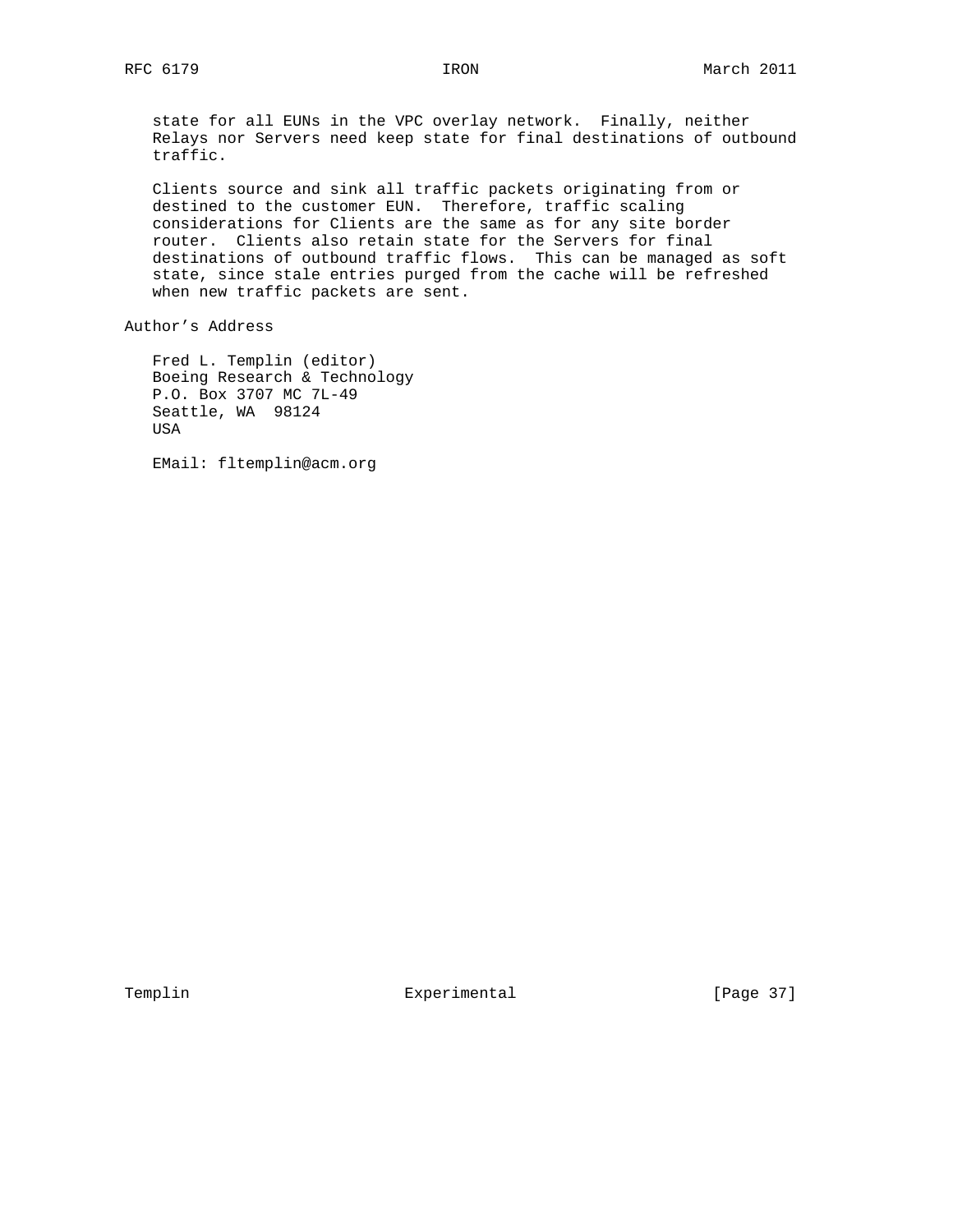state for all EUNs in the VPC overlay network. Finally, neither Relays nor Servers need keep state for final destinations of outbound traffic.

Clients source and sink all traffic packets originating from or destined to the customer EUN. Therefore, traffic scaling considerations for Clients are the same as for any site border router. Clients also retain state for the Servers for final destinations of outbound traffic flows. This can be managed as soft state, since stale entries purged from the cache will be refreshed when new traffic packets are sent.

## Author's Address

Fred L. Templin (editor)
Boeing Research & Technology
P.O. Box 3707 MC 7L-49
Seattle, WA 98124
USA

EMail: fltemplin@acm.org